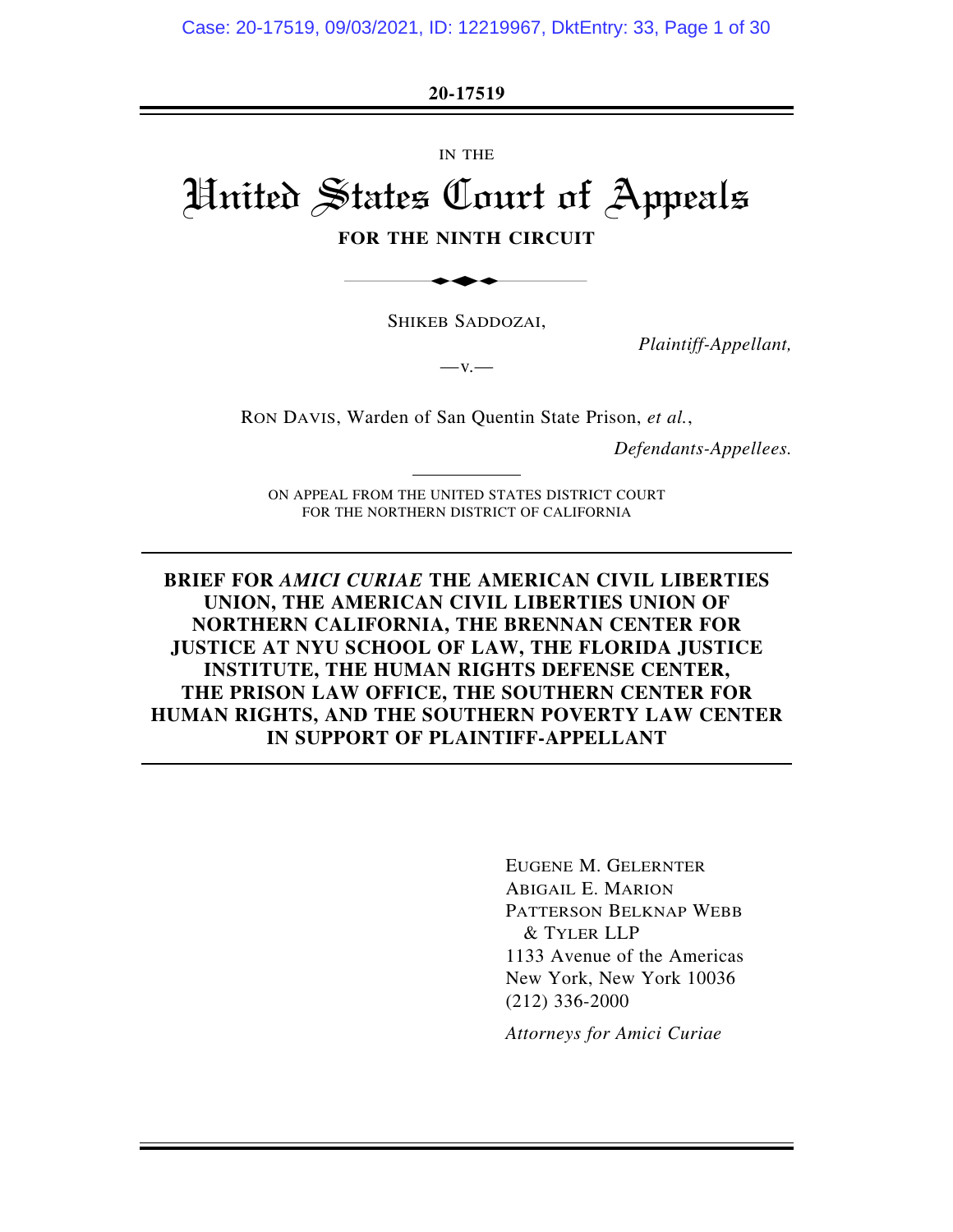**20-17519**

IN THE

# United States Court of Appeals

**FOR THE NINTH CIRCUIT**

SHIKEB SADDOZAI,

*Plaintiff-Appellant,*

—v.—

RON DAVIS, Warden of San Quentin State Prison, *et al.*,

*Defendants-Appellees.*

ON APPEAL FROM THE UNITED STATES DISTRICT COURT
FOR THE NORTHERN DISTRICT OF CALIFORNIA

**BRIEF FOR *AMICI CURIAE* THE AMERICAN CIVIL LIBERTIES UNION, THE AMERICAN CIVIL LIBERTIES UNION OF NORTHERN CALIFORNIA, THE BRENNAN CENTER FOR JUSTICE AT NYU SCHOOL OF LAW, THE FLORIDA JUSTICE INSTITUTE, THE HUMAN RIGHTS DEFENSE CENTER, THE PRISON LAW OFFICE, THE SOUTHERN CENTER FOR HUMAN RIGHTS, AND THE SOUTHERN POVERTY LAW CENTER IN SUPPORT OF PLAINTIFF-APPELLANT**

EUGENE M. GELERNTER
ABIGAIL E. MARION
PATTERSON BELKNAP WEBB & TYLER LLP
1133 Avenue of the Americas
New York, New York 10036
(212) 336-2000

*Attorneys for Amici Curiae*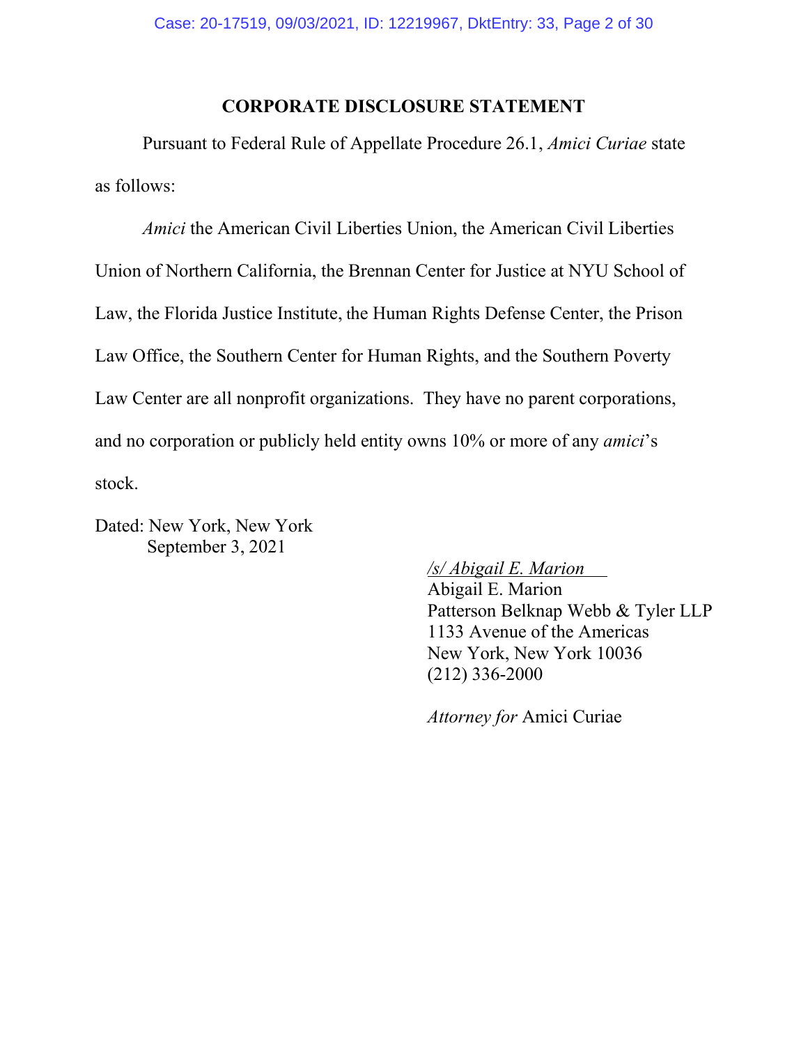## CORPORATE DISCLOSURE STATEMENT

Pursuant to Federal Rule of Appellate Procedure 26.1, *Amici Curiae* state as follows:

*Amici* the American Civil Liberties Union, the American Civil Liberties Union of Northern California, the Brennan Center for Justice at NYU School of Law, the Florida Justice Institute, the Human Rights Defense Center, the Prison Law Office, the Southern Center for Human Rights, and the Southern Poverty Law Center are all nonprofit organizations. They have no parent corporations, and no corporation or publicly held entity owns 10% or more of any *amici*'s stock.

Dated: New York, New York
September 3, 2021

*/s/ Abigail E. Marion*
Abigail E. Marion
Patterson Belknap Webb & Tyler LLP
1133 Avenue of the Americas
New York, New York 10036
(212) 336-2000

*Attorney for* Amici Curiae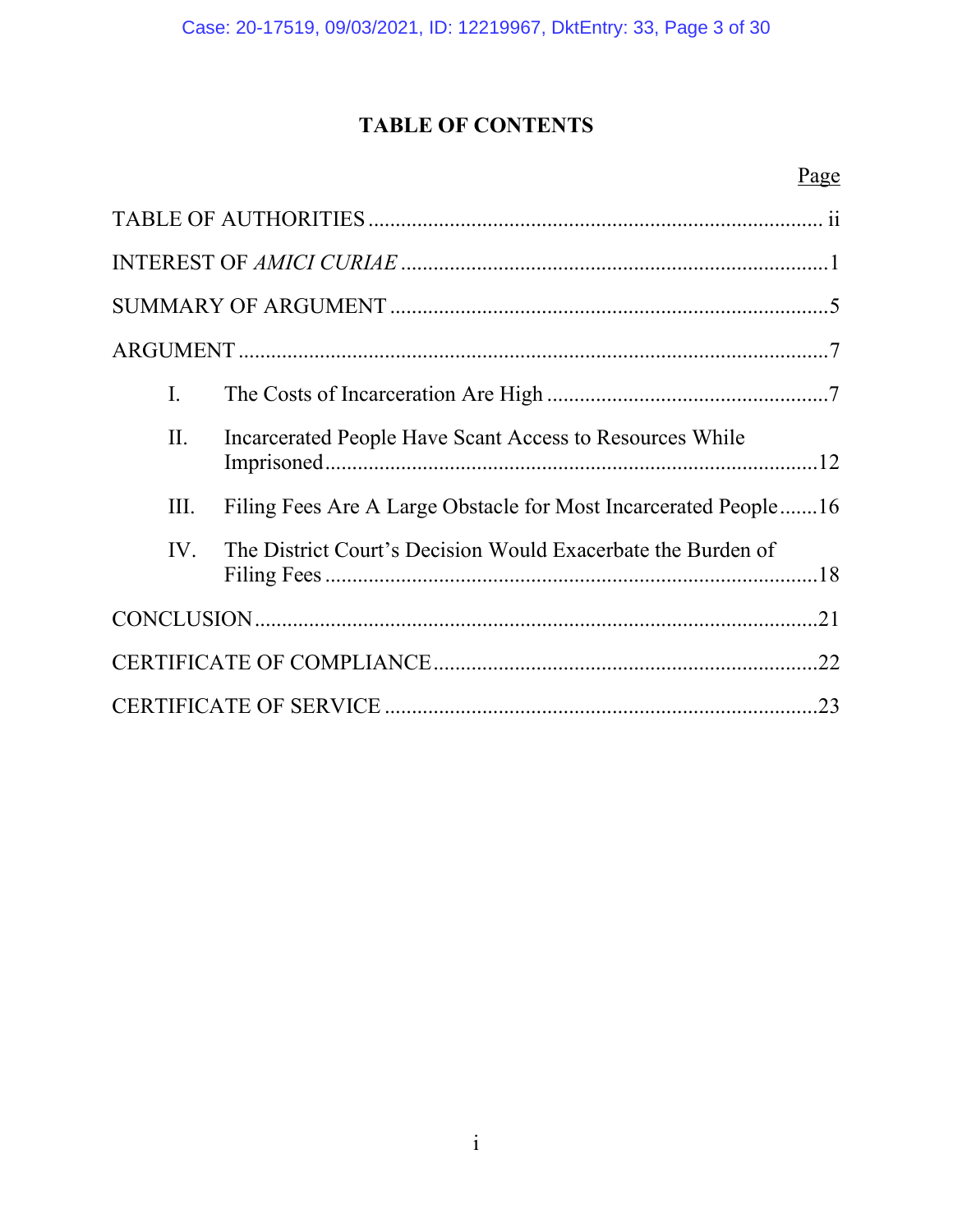# TABLE OF CONTENTS

| | Page |
|---|---|
| TABLE OF AUTHORITIES | ii |
| INTEREST OF *AMICI CURIAE* | 1 |
| SUMMARY OF ARGUMENT | 5 |
| ARGUMENT | 7 |
| I. The Costs of Incarceration Are High | 7 |
| II. Incarcerated People Have Scant Access to Resources While Imprisoned | 12 |
| III. Filing Fees Are A Large Obstacle for Most Incarcerated People | 16 |
| IV. The District Court's Decision Would Exacerbate the Burden of Filing Fees | 18 |
| CONCLUSION | 21 |
| CERTIFICATE OF COMPLIANCE | 22 |
| CERTIFICATE OF SERVICE | 23 |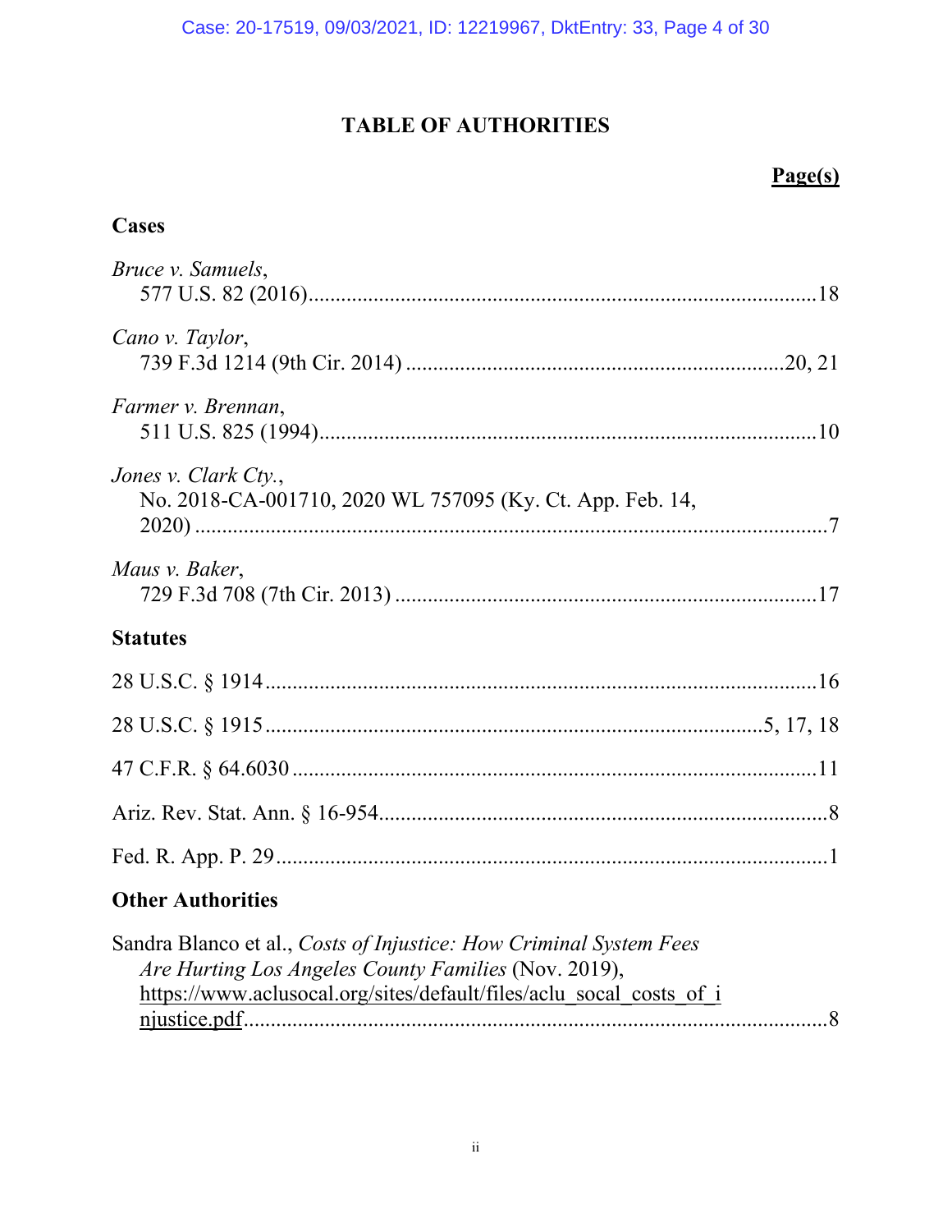# TABLE OF AUTHORITIES

**Page(s)**

## Cases

*Bruce v. Samuels*,
577 U.S. 82 (2016) .......... 18

*Cano v. Taylor*,
739 F.3d 1214 (9th Cir. 2014) .......... 20, 21

*Farmer v. Brennan*,
511 U.S. 825 (1994) .......... 10

*Jones v. Clark Cty.*,
No. 2018-CA-001710, 2020 WL 757095 (Ky. Ct. App. Feb. 14, 2020) .......... 7

*Maus v. Baker*,
729 F.3d 708 (7th Cir. 2013) .......... 17

## Statutes

28 U.S.C. § 1914 .......... 16

28 U.S.C. § 1915 .......... 5, 17, 18

47 C.F.R. § 64.6030 .......... 11

Ariz. Rev. Stat. Ann. § 16-954 .......... 8

Fed. R. App. P. 29 .......... 1

## Other Authorities

Sandra Blanco et al., *Costs of Injustice: How Criminal System Fees Are Hurting Los Angeles County Families* (Nov. 2019), https://www.aclusocal.org/sites/default/files/aclu_socal_costs_of_injustice.pdf .......... 8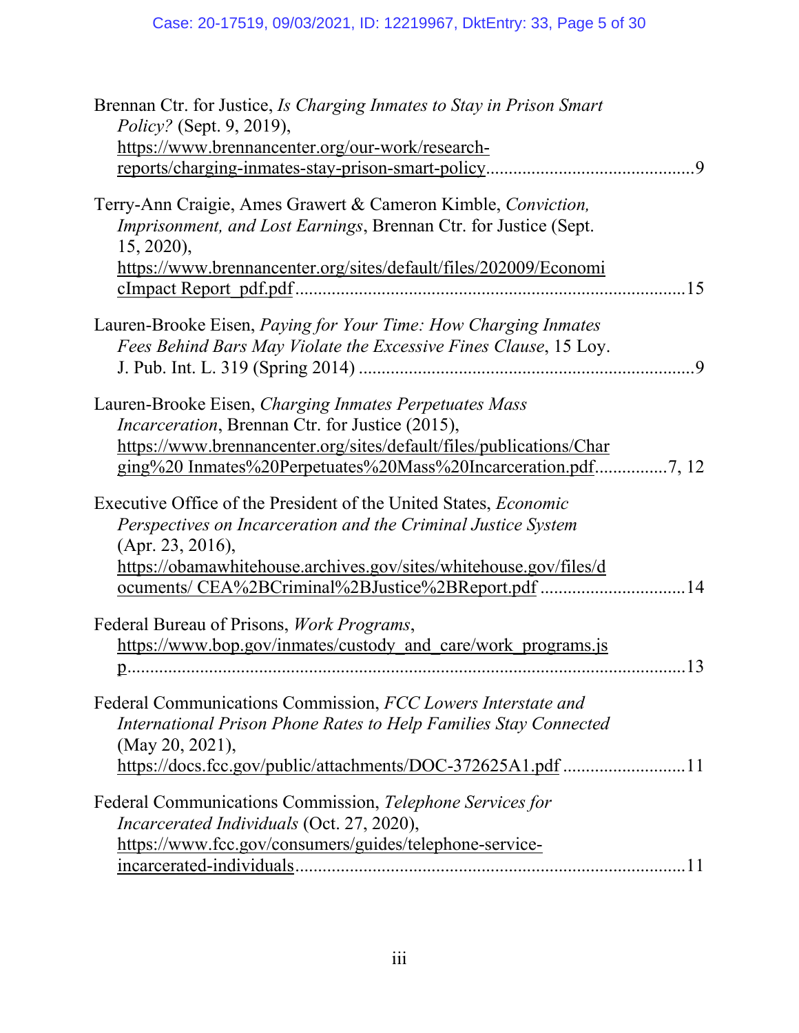Brennan Ctr. for Justice, *Is Charging Inmates to Stay in Prison Smart Policy?* (Sept. 9, 2019), https://www.brennancenter.org/our-work/research-reports/charging-inmates-stay-prison-smart-policy ............................................. 9

Terry-Ann Craigie, Ames Grawert & Cameron Kimble, *Conviction, Imprisonment, and Lost Earnings*, Brennan Ctr. for Justice (Sept. 15, 2020), https://www.brennancenter.org/sites/default/files/202009/EconomicImpact Report_pdf.pdf ..................................................................................... 15

Lauren-Brooke Eisen, *Paying for Your Time: How Charging Inmates Fees Behind Bars May Violate the Excessive Fines Clause*, 15 Loy. J. Pub. Int. L. 319 (Spring 2014) ......................................................................... 9

Lauren-Brooke Eisen, *Charging Inmates Perpetuates Mass Incarceration*, Brennan Ctr. for Justice (2015), https://www.brennancenter.org/sites/default/files/publications/Charging%20 Inmates%20Perpetuates%20Mass%20Incarceration.pdf ................ 7, 12

Executive Office of the President of the United States, *Economic Perspectives on Incarceration and the Criminal Justice System* (Apr. 23, 2016), https://obamawhitehouse.archives.gov/sites/whitehouse.gov/files/documents/ CEA%2BCriminal%2BJustice%2BReport.pdf ................................ 14

Federal Bureau of Prisons, *Work Programs*, https://www.bop.gov/inmates/custody_and_care/work_programs.jsp ............................................................................................................. 13

Federal Communications Commission, *FCC Lowers Interstate and International Prison Phone Rates to Help Families Stay Connected* (May 20, 2021), https://docs.fcc.gov/public/attachments/DOC-372625A1.pdf ........................... 11

Federal Communications Commission, *Telephone Services for Incarcerated Individuals* (Oct. 27, 2020), https://www.fcc.gov/consumers/guides/telephone-service-incarcerated-individuals ..................................................................................... 11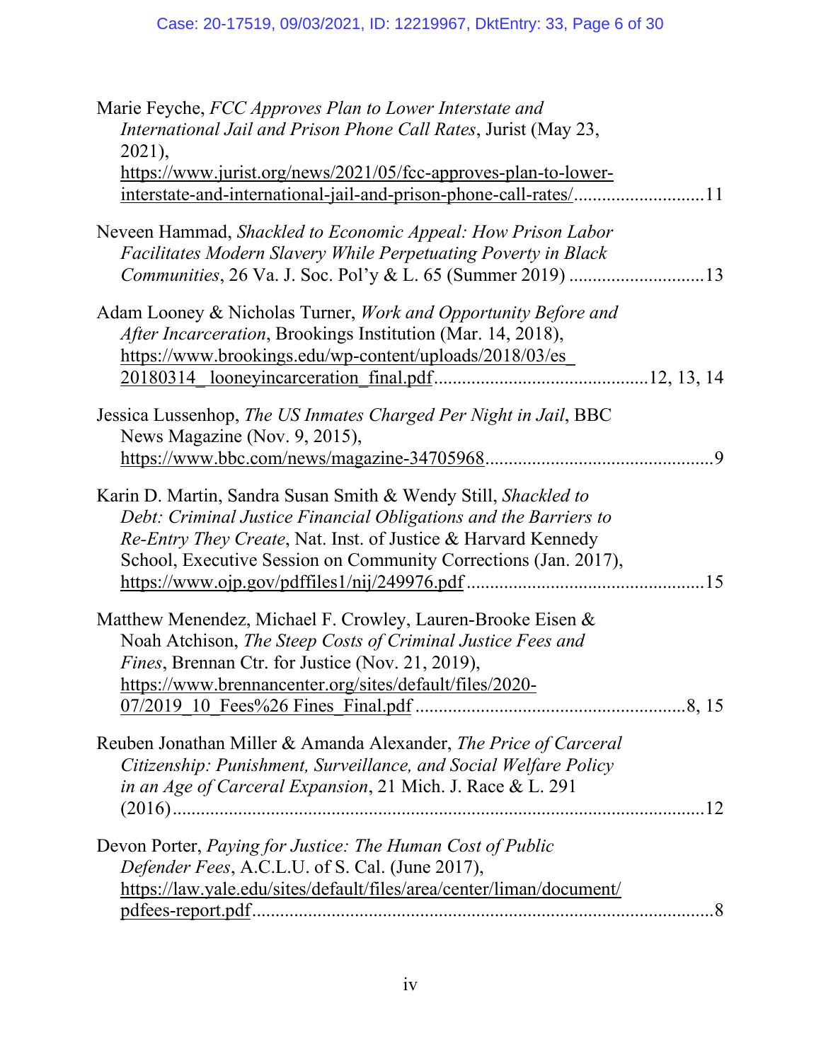Marie Feyche, *FCC Approves Plan to Lower Interstate and International Jail and Prison Phone Call Rates*, Jurist (May 23, 2021), https://www.jurist.org/news/2021/05/fcc-approves-plan-to-lower-interstate-and-international-jail-and-prison-phone-call-rates/............................11

Neveen Hammad, *Shackled to Economic Appeal: How Prison Labor Facilitates Modern Slavery While Perpetuating Poverty in Black Communities*, 26 Va. J. Soc. Pol'y & L. 65 (Summer 2019) .............................13

Adam Looney & Nicholas Turner, *Work and Opportunity Before and After Incarceration*, Brookings Institution (Mar. 14, 2018), https://www.brookings.edu/wp-content/uploads/2018/03/es_20180314_looneyincarceration_final.pdf.............................................12, 13, 14

Jessica Lussenhop, *The US Inmates Charged Per Night in Jail*, BBC News Magazine (Nov. 9, 2015), https://www.bbc.com/news/magazine-34705968................................................9

Karin D. Martin, Sandra Susan Smith & Wendy Still, *Shackled to Debt: Criminal Justice Financial Obligations and the Barriers to Re-Entry They Create*, Nat. Inst. of Justice & Harvard Kennedy School, Executive Session on Community Corrections (Jan. 2017), https://www.ojp.gov/pdffiles1/nij/249976.pdf ..................................................15

Matthew Menendez, Michael F. Crowley, Lauren-Brooke Eisen & Noah Atchison, *The Steep Costs of Criminal Justice Fees and Fines*, Brennan Ctr. for Justice (Nov. 21, 2019), https://www.brennancenter.org/sites/default/files/2020-07/2019_10_Fees%26 Fines_Final.pdf .........................................................8, 15

Reuben Jonathan Miller & Amanda Alexander, *The Price of Carceral Citizenship: Punishment, Surveillance, and Social Welfare Policy in an Age of Carceral Expansion*, 21 Mich. J. Race & L. 291 (2016)...................................................................................................12

Devon Porter, *Paying for Justice: The Human Cost of Public Defender Fees*, A.C.L.U. of S. Cal. (June 2017), https://law.yale.edu/sites/default/files/area/center/liman/document/pdfees-report.pdf...................................................................................8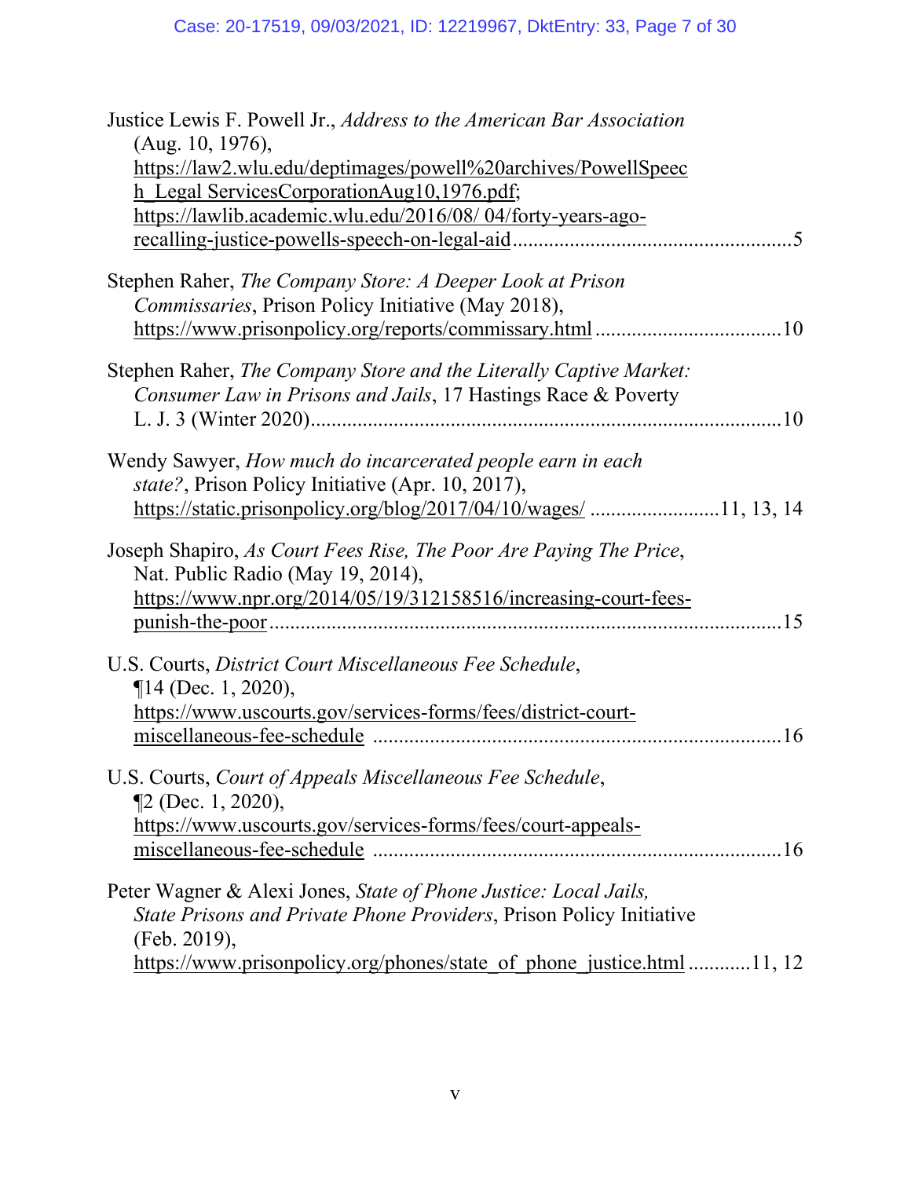Justice Lewis F. Powell Jr., *Address to the American Bar Association* (Aug. 10, 1976), https://law2.wlu.edu/deptimages/powell%20archives/PowellSpeech_Legal ServicesCorporationAug10,1976.pdf; https://lawlib.academic.wlu.edu/2016/08/ 04/forty-years-ago-recalling-justice-powells-speech-on-legal-aid ..................................................5

Stephen Raher, *The Company Store: A Deeper Look at Prison Commissaries*, Prison Policy Initiative (May 2018), https://www.prisonpolicy.org/reports/commissary.html ..................................10

Stephen Raher, *The Company Store and the Literally Captive Market: Consumer Law in Prisons and Jails*, 17 Hastings Race & Poverty L. J. 3 (Winter 2020)..........................................................................................10

Wendy Sawyer, *How much do incarcerated people earn in each state?*, Prison Policy Initiative (Apr. 10, 2017), https://static.prisonpolicy.org/blog/2017/04/10/wages/ ........................11, 13, 14

Joseph Shapiro, *As Court Fees Rise, The Poor Are Paying The Price*, Nat. Public Radio (May 19, 2014), https://www.npr.org/2014/05/19/312158516/increasing-court-fees-punish-the-poor....................................................................................................15

U.S. Courts, *District Court Miscellaneous Fee Schedule*, ¶14 (Dec. 1, 2020), https://www.uscourts.gov/services-forms/fees/district-court-miscellaneous-fee-schedule ..............................................................................16

U.S. Courts, *Court of Appeals Miscellaneous Fee Schedule*, ¶2 (Dec. 1, 2020), https://www.uscourts.gov/services-forms/fees/court-appeals-miscellaneous-fee-schedule ..............................................................................16

Peter Wagner & Alexi Jones, *State of Phone Justice: Local Jails, State Prisons and Private Phone Providers*, Prison Policy Initiative (Feb. 2019), https://www.prisonpolicy.org/phones/state_of_phone_justice.html ............11, 12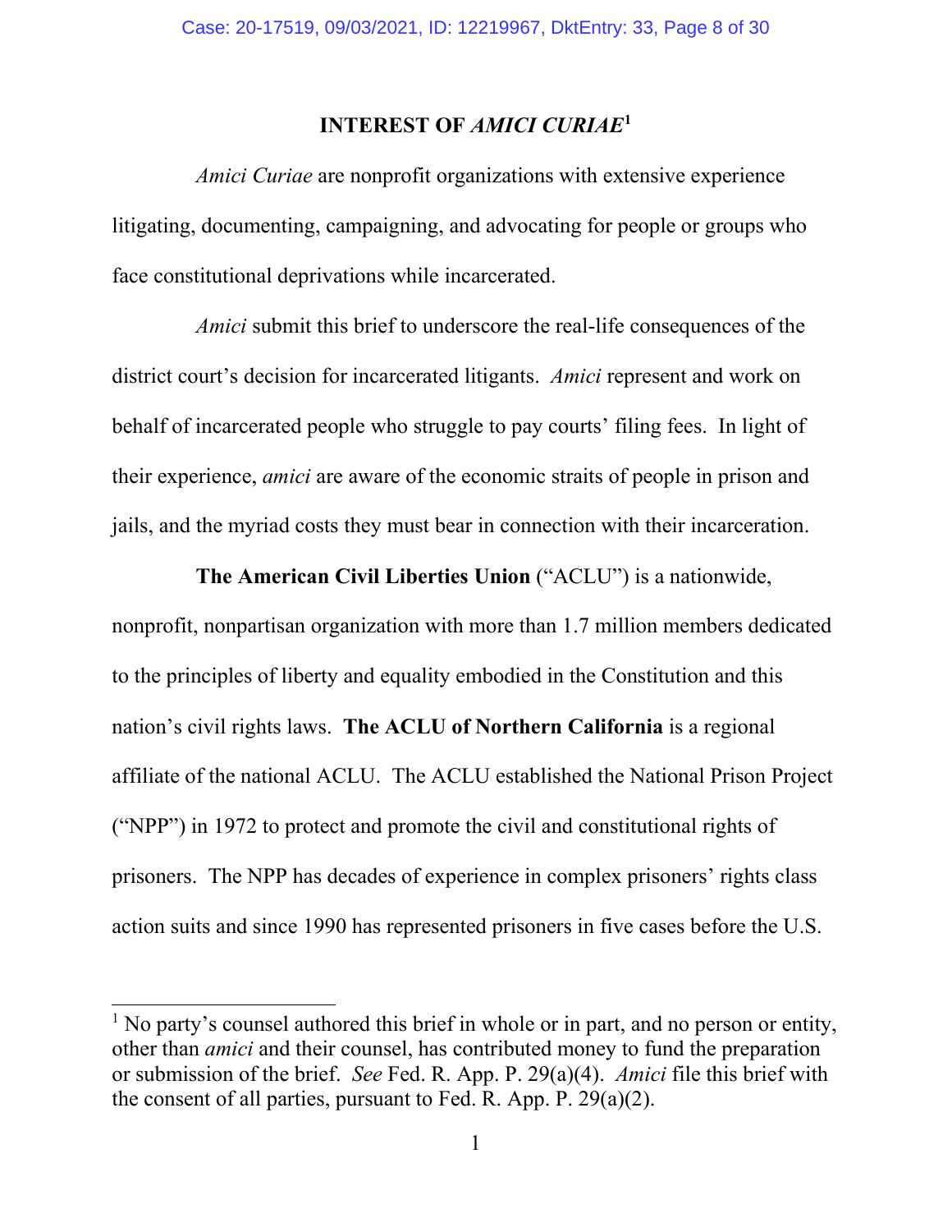# INTEREST OF *AMICI CURIAE*[1]

*Amici Curiae* are nonprofit organizations with extensive experience litigating, documenting, campaigning, and advocating for people or groups who face constitutional deprivations while incarcerated.

*Amici* submit this brief to underscore the real-life consequences of the district court's decision for incarcerated litigants. *Amici* represent and work on behalf of incarcerated people who struggle to pay courts' filing fees. In light of their experience, *amici* are aware of the economic straits of people in prison and jails, and the myriad costs they must bear in connection with their incarceration.

**The American Civil Liberties Union** ("ACLU") is a nationwide, nonprofit, nonpartisan organization with more than 1.7 million members dedicated to the principles of liberty and equality embodied in the Constitution and this nation's civil rights laws. **The ACLU of Northern California** is a regional affiliate of the national ACLU. The ACLU established the National Prison Project ("NPP") in 1972 to protect and promote the civil and constitutional rights of prisoners. The NPP has decades of experience in complex prisoners' rights class action suits and since 1990 has represented prisoners in five cases before the U.S.

---

[1] No party's counsel authored this brief in whole or in part, and no person or entity, other than *amici* and their counsel, has contributed money to fund the preparation or submission of the brief. *See* Fed. R. App. P. 29(a)(4). *Amici* file this brief with the consent of all parties, pursuant to Fed. R. App. P. 29(a)(2).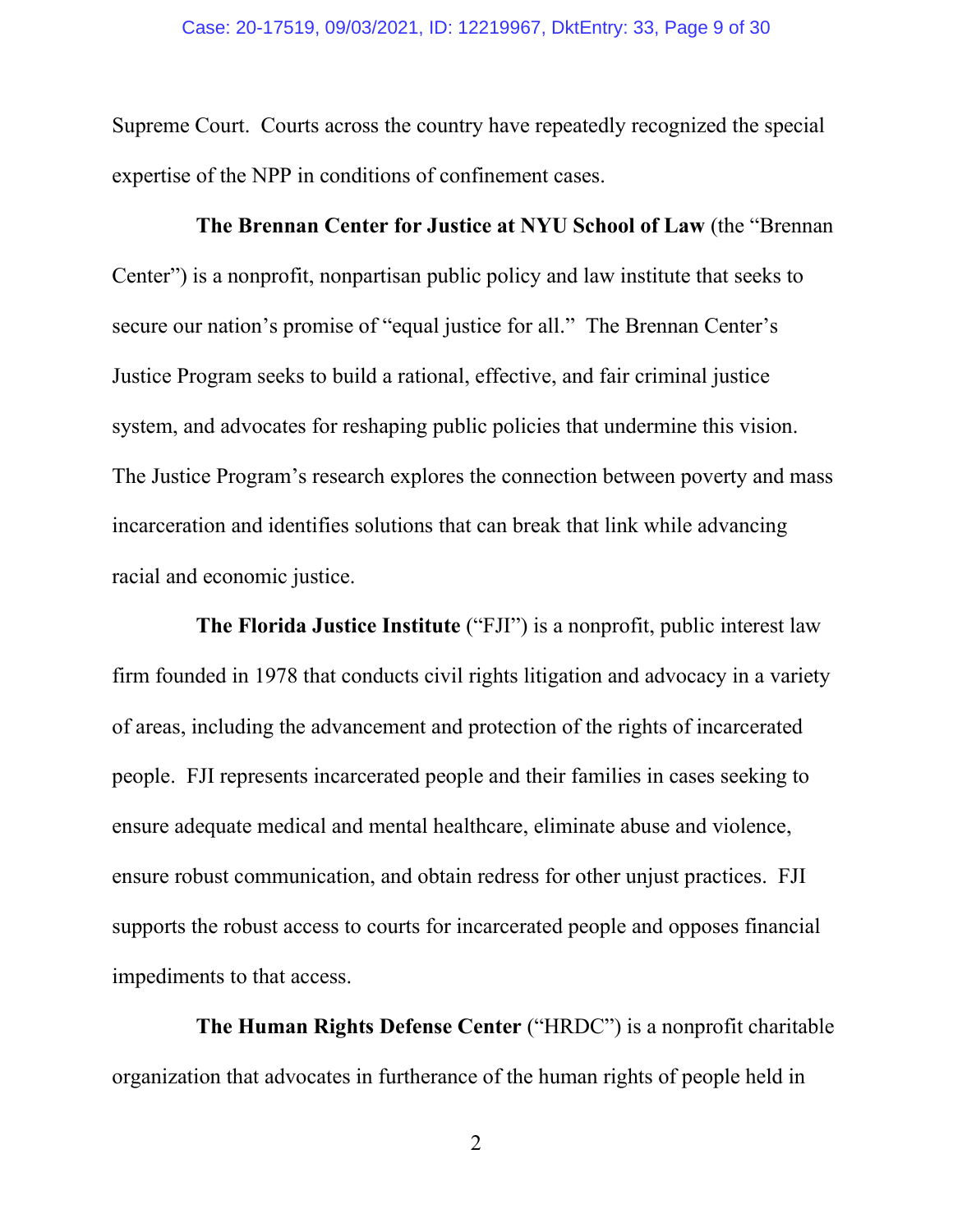Supreme Court. Courts across the country have repeatedly recognized the special expertise of the NPP in conditions of confinement cases.

**The Brennan Center for Justice at NYU School of Law** (the "Brennan Center") is a nonprofit, nonpartisan public policy and law institute that seeks to secure our nation's promise of "equal justice for all." The Brennan Center's Justice Program seeks to build a rational, effective, and fair criminal justice system, and advocates for reshaping public policies that undermine this vision. The Justice Program's research explores the connection between poverty and mass incarceration and identifies solutions that can break that link while advancing racial and economic justice.

**The Florida Justice Institute** ("FJI") is a nonprofit, public interest law firm founded in 1978 that conducts civil rights litigation and advocacy in a variety of areas, including the advancement and protection of the rights of incarcerated people. FJI represents incarcerated people and their families in cases seeking to ensure adequate medical and mental healthcare, eliminate abuse and violence, ensure robust communication, and obtain redress for other unjust practices. FJI supports the robust access to courts for incarcerated people and opposes financial impediments to that access.

**The Human Rights Defense Center** ("HRDC") is a nonprofit charitable organization that advocates in furtherance of the human rights of people held in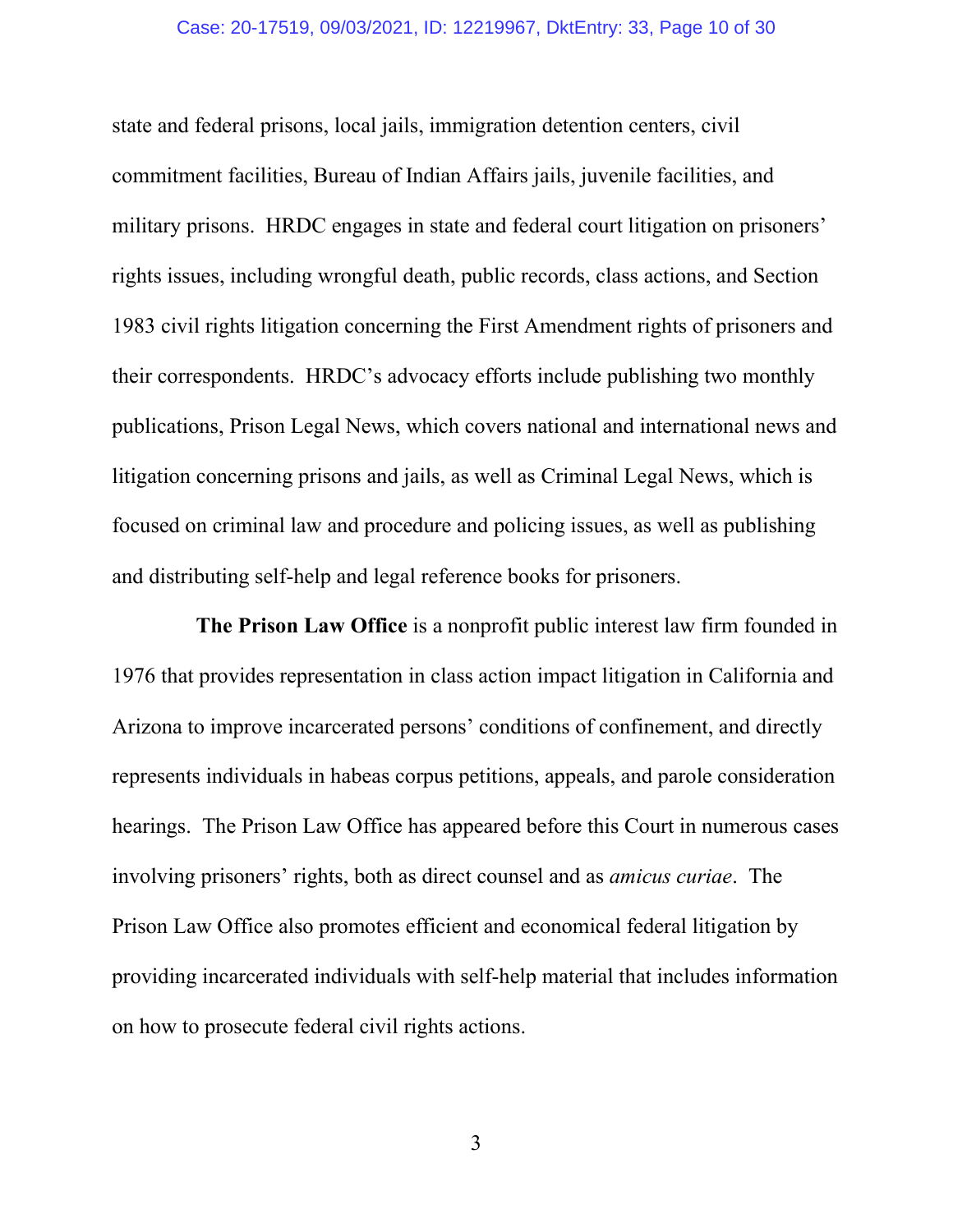state and federal prisons, local jails, immigration detention centers, civil commitment facilities, Bureau of Indian Affairs jails, juvenile facilities, and military prisons. HRDC engages in state and federal court litigation on prisoners' rights issues, including wrongful death, public records, class actions, and Section 1983 civil rights litigation concerning the First Amendment rights of prisoners and their correspondents. HRDC's advocacy efforts include publishing two monthly publications, Prison Legal News, which covers national and international news and litigation concerning prisons and jails, as well as Criminal Legal News, which is focused on criminal law and procedure and policing issues, as well as publishing and distributing self-help and legal reference books for prisoners.

**The Prison Law Office** is a nonprofit public interest law firm founded in 1976 that provides representation in class action impact litigation in California and Arizona to improve incarcerated persons' conditions of confinement, and directly represents individuals in habeas corpus petitions, appeals, and parole consideration hearings. The Prison Law Office has appeared before this Court in numerous cases involving prisoners' rights, both as direct counsel and as *amicus curiae*. The Prison Law Office also promotes efficient and economical federal litigation by providing incarcerated individuals with self-help material that includes information on how to prosecute federal civil rights actions.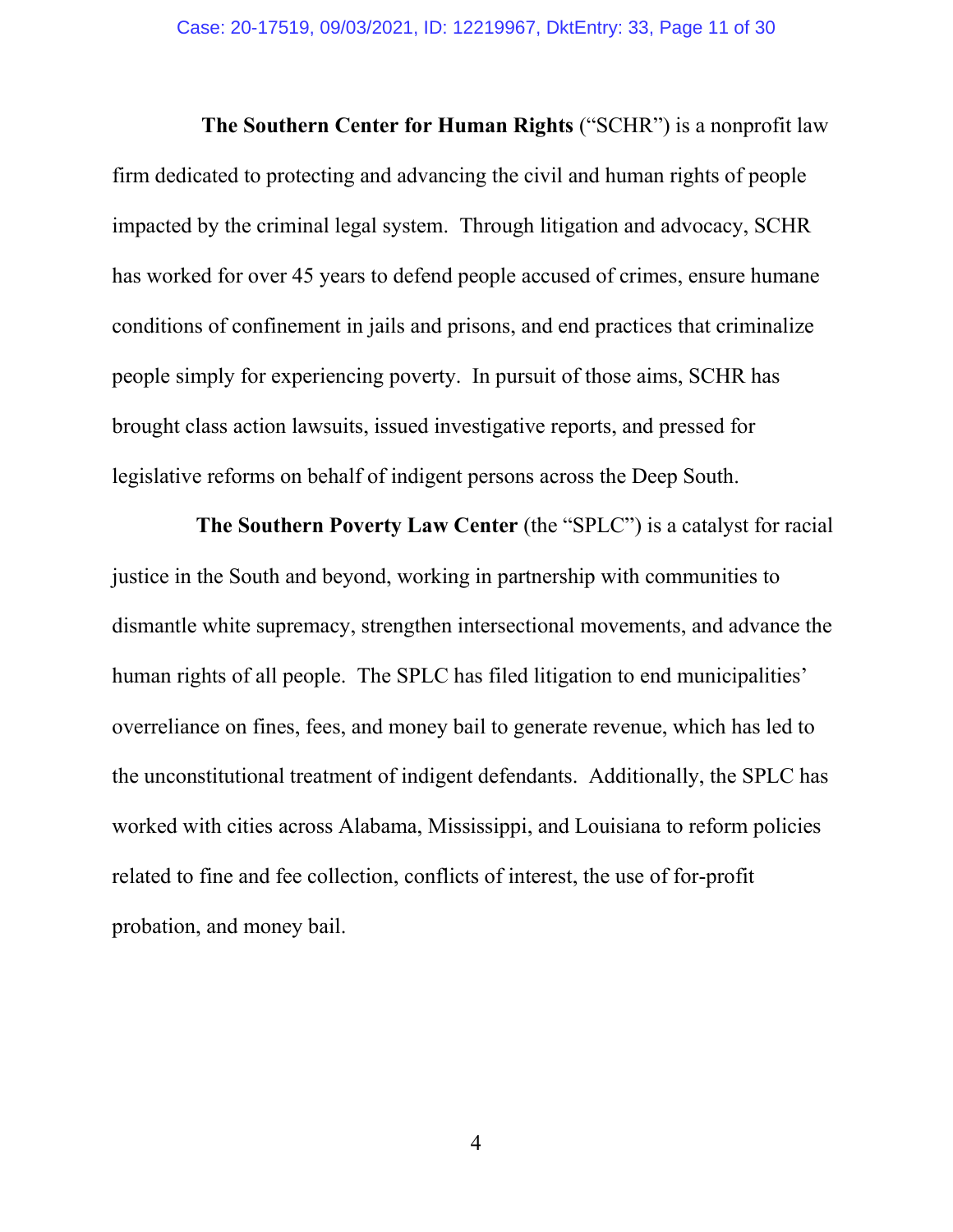**The Southern Center for Human Rights** ("SCHR") is a nonprofit law firm dedicated to protecting and advancing the civil and human rights of people impacted by the criminal legal system. Through litigation and advocacy, SCHR has worked for over 45 years to defend people accused of crimes, ensure humane conditions of confinement in jails and prisons, and end practices that criminalize people simply for experiencing poverty. In pursuit of those aims, SCHR has brought class action lawsuits, issued investigative reports, and pressed for legislative reforms on behalf of indigent persons across the Deep South.

**The Southern Poverty Law Center** (the "SPLC") is a catalyst for racial justice in the South and beyond, working in partnership with communities to dismantle white supremacy, strengthen intersectional movements, and advance the human rights of all people. The SPLC has filed litigation to end municipalities' overreliance on fines, fees, and money bail to generate revenue, which has led to the unconstitutional treatment of indigent defendants. Additionally, the SPLC has worked with cities across Alabama, Mississippi, and Louisiana to reform policies related to fine and fee collection, conflicts of interest, the use of for-profit probation, and money bail.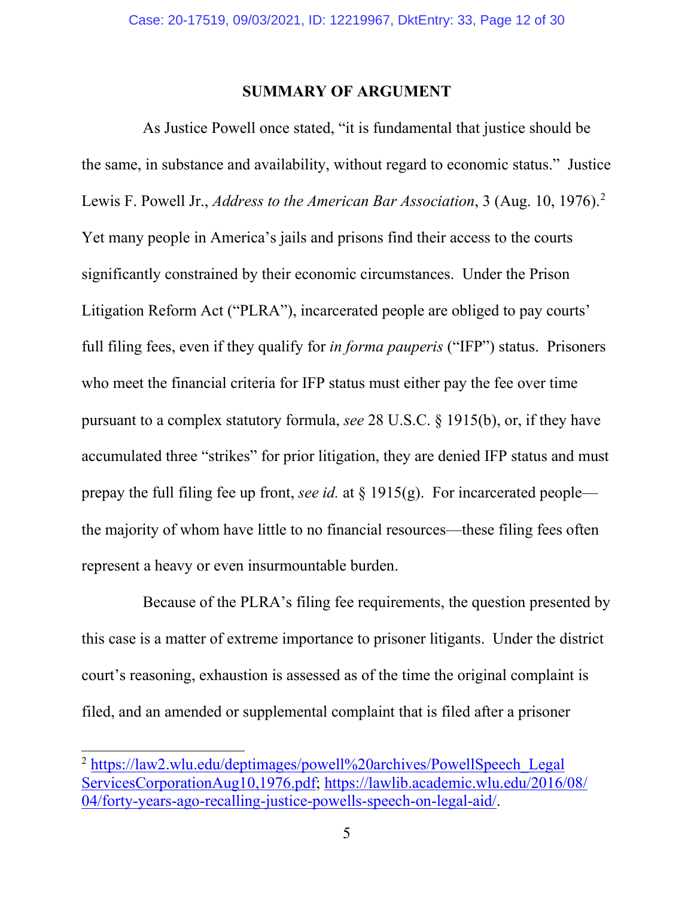## SUMMARY OF ARGUMENT

As Justice Powell once stated, "it is fundamental that justice should be the same, in substance and availability, without regard to economic status." Justice Lewis F. Powell Jr., *Address to the American Bar Association*, 3 (Aug. 10, 1976).[2] Yet many people in America's jails and prisons find their access to the courts significantly constrained by their economic circumstances. Under the Prison Litigation Reform Act ("PLRA"), incarcerated people are obliged to pay courts' full filing fees, even if they qualify for *in forma pauperis* ("IFP") status. Prisoners who meet the financial criteria for IFP status must either pay the fee over time pursuant to a complex statutory formula, *see* 28 U.S.C. § 1915(b), or, if they have accumulated three "strikes" for prior litigation, they are denied IFP status and must prepay the full filing fee up front, *see id.* at § 1915(g). For incarcerated people—the majority of whom have little to no financial resources—these filing fees often represent a heavy or even insurmountable burden.

Because of the PLRA's filing fee requirements, the question presented by this case is a matter of extreme importance to prisoner litigants. Under the district court's reasoning, exhaustion is assessed as of the time the original complaint is filed, and an amended or supplemental complaint that is filed after a prisoner

---

[2] https://law2.wlu.edu/deptimages/powell%20archives/PowellSpeech_LegalServicesCorporationAug10,1976.pdf; https://lawlib.academic.wlu.edu/2016/08/04/forty-years-ago-recalling-justice-powells-speech-on-legal-aid/.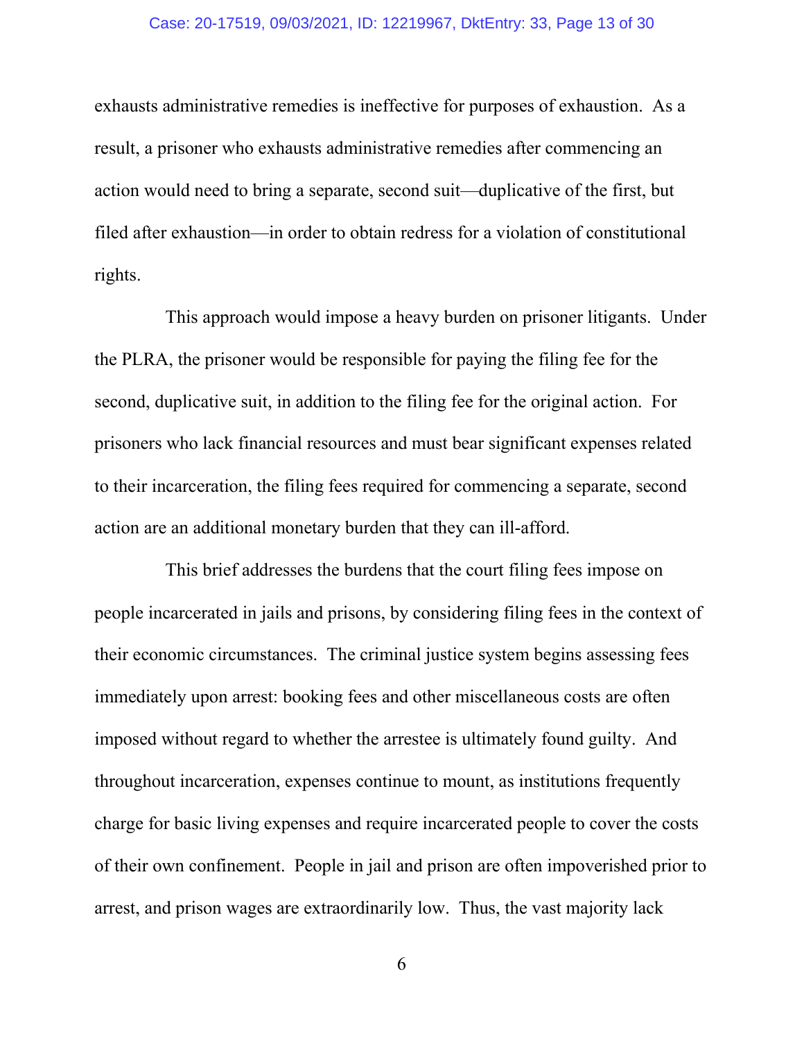exhausts administrative remedies is ineffective for purposes of exhaustion. As a result, a prisoner who exhausts administrative remedies after commencing an action would need to bring a separate, second suit—duplicative of the first, but filed after exhaustion—in order to obtain redress for a violation of constitutional rights.

This approach would impose a heavy burden on prisoner litigants. Under the PLRA, the prisoner would be responsible for paying the filing fee for the second, duplicative suit, in addition to the filing fee for the original action. For prisoners who lack financial resources and must bear significant expenses related to their incarceration, the filing fees required for commencing a separate, second action are an additional monetary burden that they can ill-afford.

This brief addresses the burdens that the court filing fees impose on people incarcerated in jails and prisons, by considering filing fees in the context of their economic circumstances. The criminal justice system begins assessing fees immediately upon arrest: booking fees and other miscellaneous costs are often imposed without regard to whether the arrestee is ultimately found guilty. And throughout incarceration, expenses continue to mount, as institutions frequently charge for basic living expenses and require incarcerated people to cover the costs of their own confinement. People in jail and prison are often impoverished prior to arrest, and prison wages are extraordinarily low. Thus, the vast majority lack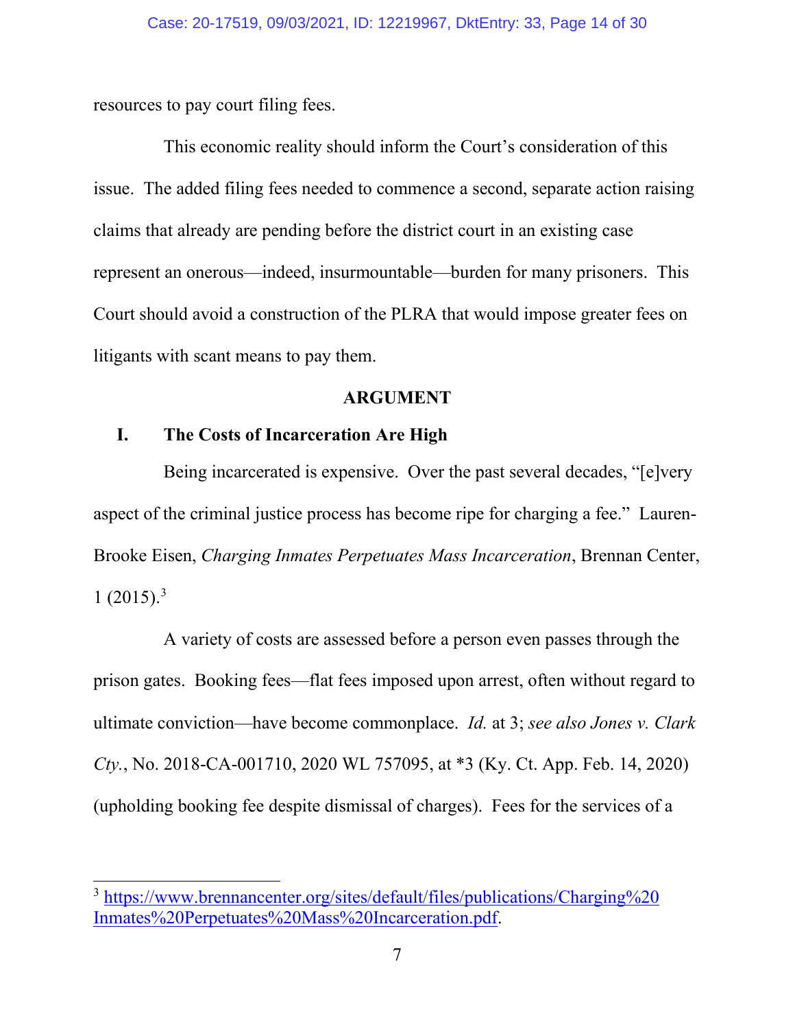resources to pay court filing fees.

This economic reality should inform the Court's consideration of this issue. The added filing fees needed to commence a second, separate action raising claims that already are pending before the district court in an existing case represent an onerous—indeed, insurmountable—burden for many prisoners. This Court should avoid a construction of the PLRA that would impose greater fees on litigants with scant means to pay them.

## ARGUMENT

### I. The Costs of Incarceration Are High

Being incarcerated is expensive. Over the past several decades, "[e]very aspect of the criminal justice process has become ripe for charging a fee." Lauren-Brooke Eisen, *Charging Inmates Perpetuates Mass Incarceration*, Brennan Center, 1 (2015).[3]

A variety of costs are assessed before a person even passes through the prison gates. Booking fees—flat fees imposed upon arrest, often without regard to ultimate conviction—have become commonplace. *Id.* at 3; *see also Jones v. Clark Cty.*, No. 2018-CA-001710, 2020 WL 757095, at *3 (Ky. Ct. App. Feb. 14, 2020) (upholding booking fee despite dismissal of charges). Fees for the services of a

---

[3] https://www.brennancenter.org/sites/default/files/publications/Charging%20Inmates%20Perpetuates%20Mass%20Incarceration.pdf.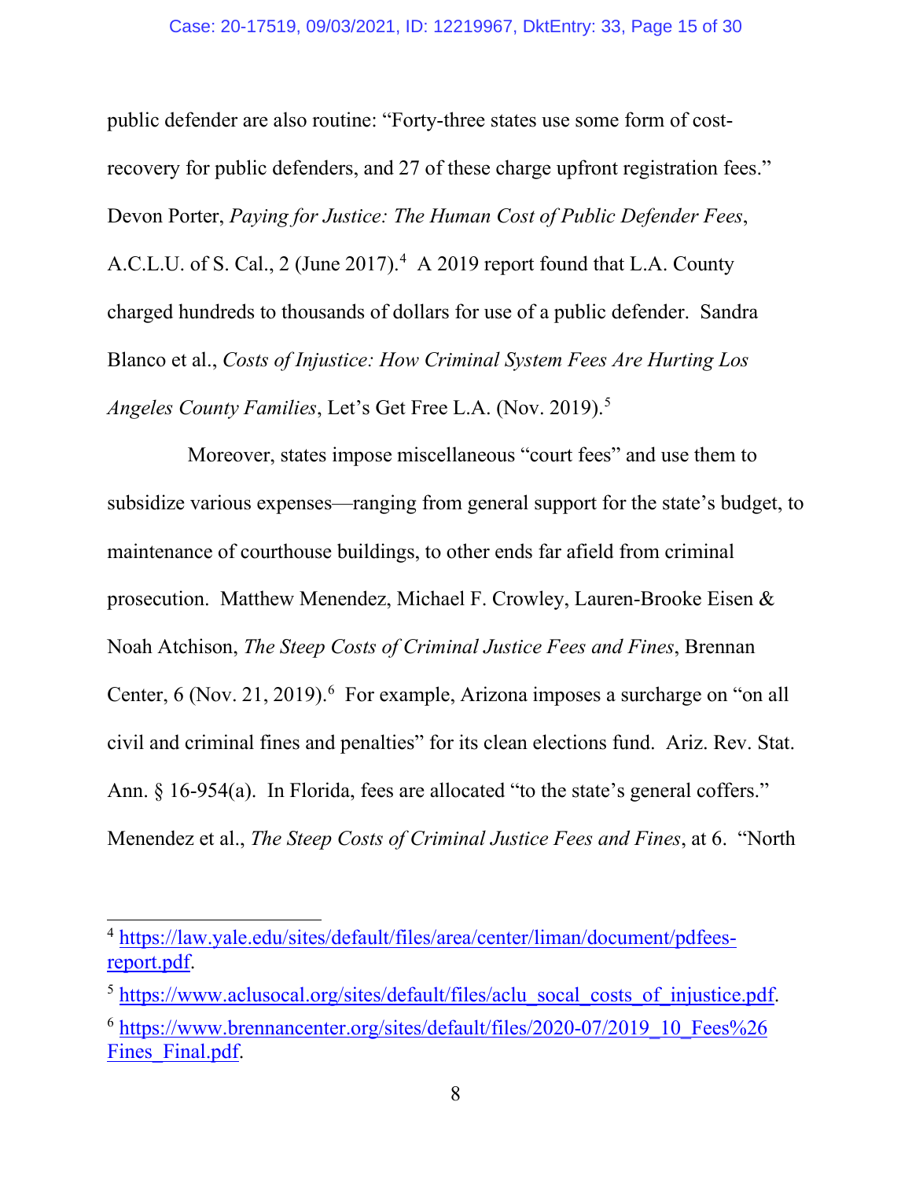public defender are also routine: "Forty-three states use some form of cost-recovery for public defenders, and 27 of these charge upfront registration fees." Devon Porter, *Paying for Justice: The Human Cost of Public Defender Fees*, A.C.L.U. of S. Cal., 2 (June 2017).[4] A 2019 report found that L.A. County charged hundreds to thousands of dollars for use of a public defender. Sandra Blanco et al., *Costs of Injustice: How Criminal System Fees Are Hurting Los Angeles County Families*, Let's Get Free L.A. (Nov. 2019).[5]

Moreover, states impose miscellaneous "court fees" and use them to subsidize various expenses—ranging from general support for the state's budget, to maintenance of courthouse buildings, to other ends far afield from criminal prosecution. Matthew Menendez, Michael F. Crowley, Lauren-Brooke Eisen & Noah Atchison, *The Steep Costs of Criminal Justice Fees and Fines*, Brennan Center, 6 (Nov. 21, 2019).[6] For example, Arizona imposes a surcharge on "on all civil and criminal fines and penalties" for its clean elections fund. Ariz. Rev. Stat. Ann. § 16-954(a). In Florida, fees are allocated "to the state's general coffers." Menendez et al., *The Steep Costs of Criminal Justice Fees and Fines*, at 6. "North

---

[4] https://law.yale.edu/sites/default/files/area/center/liman/document/pdfees-report.pdf.

[5] https://www.aclusocal.org/sites/default/files/aclu_socal_costs_of_injustice.pdf.

[6] https://www.brennancenter.org/sites/default/files/2020-07/2019_10_Fees%26Fines_Final.pdf.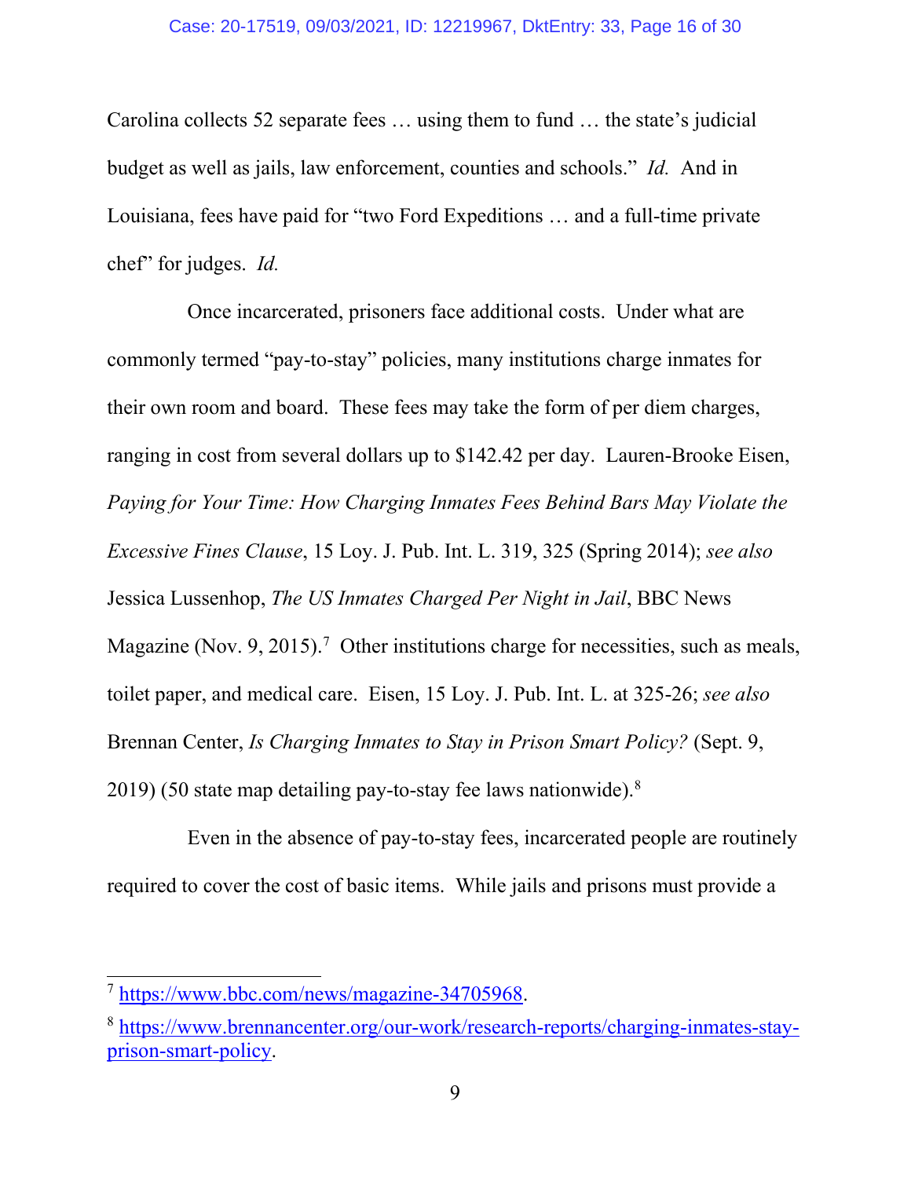Carolina collects 52 separate fees … using them to fund … the state's judicial budget as well as jails, law enforcement, counties and schools." *Id.* And in Louisiana, fees have paid for "two Ford Expeditions … and a full-time private chef" for judges. *Id.*

Once incarcerated, prisoners face additional costs. Under what are commonly termed "pay-to-stay" policies, many institutions charge inmates for their own room and board. These fees may take the form of per diem charges, ranging in cost from several dollars up to $142.42 per day. Lauren-Brooke Eisen, *Paying for Your Time: How Charging Inmates Fees Behind Bars May Violate the Excessive Fines Clause*, 15 Loy. J. Pub. Int. L. 319, 325 (Spring 2014); *see also* Jessica Lussenhop, *The US Inmates Charged Per Night in Jail*, BBC News Magazine (Nov. 9, 2015).[7] Other institutions charge for necessities, such as meals, toilet paper, and medical care. Eisen, 15 Loy. J. Pub. Int. L. at 325-26; *see also* Brennan Center, *Is Charging Inmates to Stay in Prison Smart Policy?* (Sept. 9, 2019) (50 state map detailing pay-to-stay fee laws nationwide).[8]

Even in the absence of pay-to-stay fees, incarcerated people are routinely required to cover the cost of basic items. While jails and prisons must provide a

---

[7] https://www.bbc.com/news/magazine-34705968.

[8] https://www.brennancenter.org/our-work/research-reports/charging-inmates-stay-prison-smart-policy.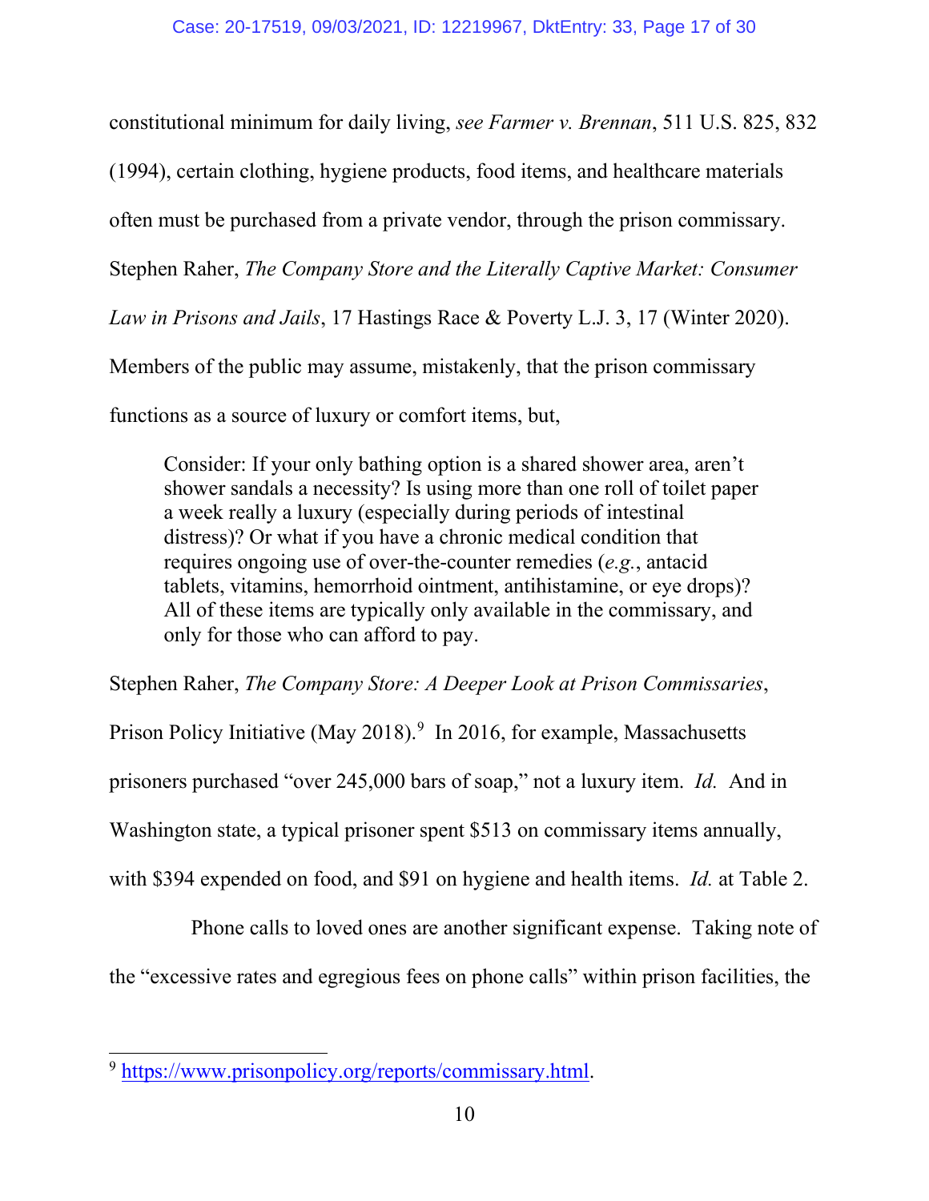constitutional minimum for daily living, *see Farmer v. Brennan*, 511 U.S. 825, 832 (1994), certain clothing, hygiene products, food items, and healthcare materials often must be purchased from a private vendor, through the prison commissary. Stephen Raher, *The Company Store and the Literally Captive Market: Consumer Law in Prisons and Jails*, 17 Hastings Race & Poverty L.J. 3, 17 (Winter 2020). Members of the public may assume, mistakenly, that the prison commissary functions as a source of luxury or comfort items, but,

> Consider: If your only bathing option is a shared shower area, aren't shower sandals a necessity? Is using more than one roll of toilet paper a week really a luxury (especially during periods of intestinal distress)? Or what if you have a chronic medical condition that requires ongoing use of over-the-counter remedies (*e.g.*, antacid tablets, vitamins, hemorrhoid ointment, antihistamine, or eye drops)? All of these items are typically only available in the commissary, and only for those who can afford to pay.

Stephen Raher, *The Company Store: A Deeper Look at Prison Commissaries*, Prison Policy Initiative (May 2018).[9] In 2016, for example, Massachusetts prisoners purchased "over 245,000 bars of soap," not a luxury item. *Id.* And in Washington state, a typical prisoner spent $513 on commissary items annually, with $394 expended on food, and $91 on hygiene and health items. *Id.* at Table 2.

Phone calls to loved ones are another significant expense. Taking note of the "excessive rates and egregious fees on phone calls" within prison facilities, the

---

[9] https://www.prisonpolicy.org/reports/commissary.html.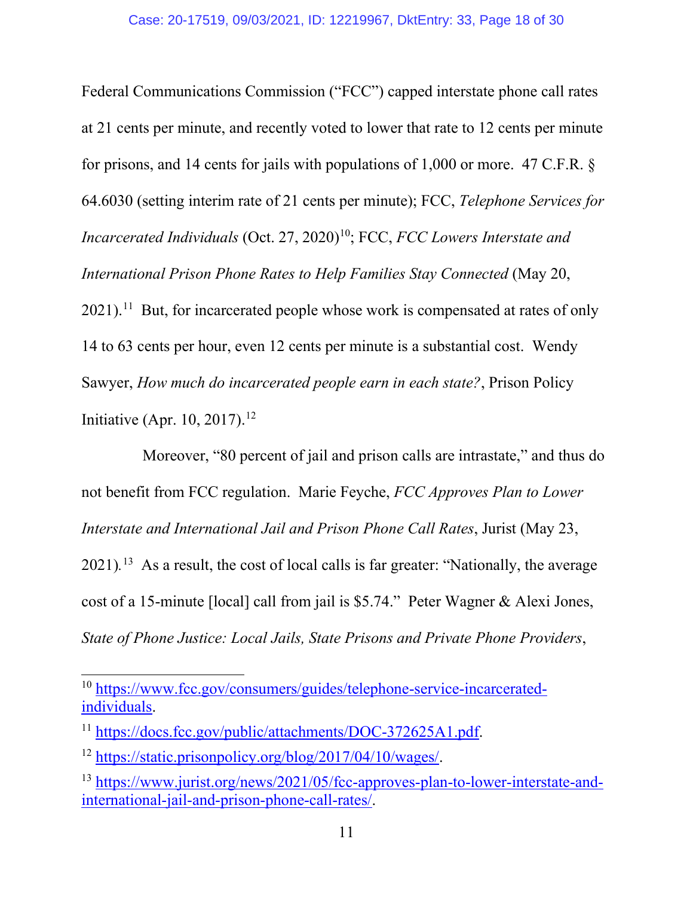Federal Communications Commission ("FCC") capped interstate phone call rates at 21 cents per minute, and recently voted to lower that rate to 12 cents per minute for prisons, and 14 cents for jails with populations of 1,000 or more. 47 C.F.R. § 64.6030 (setting interim rate of 21 cents per minute); FCC, *Telephone Services for Incarcerated Individuals* (Oct. 27, 2020)[10]; FCC, *FCC Lowers Interstate and International Prison Phone Rates to Help Families Stay Connected* (May 20, 2021).[11] But, for incarcerated people whose work is compensated at rates of only 14 to 63 cents per hour, even 12 cents per minute is a substantial cost. Wendy Sawyer, *How much do incarcerated people earn in each state?*, Prison Policy Initiative (Apr. 10, 2017).[12]

Moreover, "80 percent of jail and prison calls are intrastate," and thus do not benefit from FCC regulation. Marie Feyche, *FCC Approves Plan to Lower Interstate and International Jail and Prison Phone Call Rates*, Jurist (May 23, 2021).[13] As a result, the cost of local calls is far greater: "Nationally, the average cost of a 15-minute [local] call from jail is $5.74." Peter Wagner & Alexi Jones, *State of Phone Justice: Local Jails, State Prisons and Private Phone Providers*,

---

[10] https://www.fcc.gov/consumers/guides/telephone-service-incarcerated-individuals.

[11] https://docs.fcc.gov/public/attachments/DOC-372625A1.pdf.

[12] https://static.prisonpolicy.org/blog/2017/04/10/wages/.

[13] https://www.jurist.org/news/2021/05/fcc-approves-plan-to-lower-interstate-and-international-jail-and-prison-phone-call-rates/.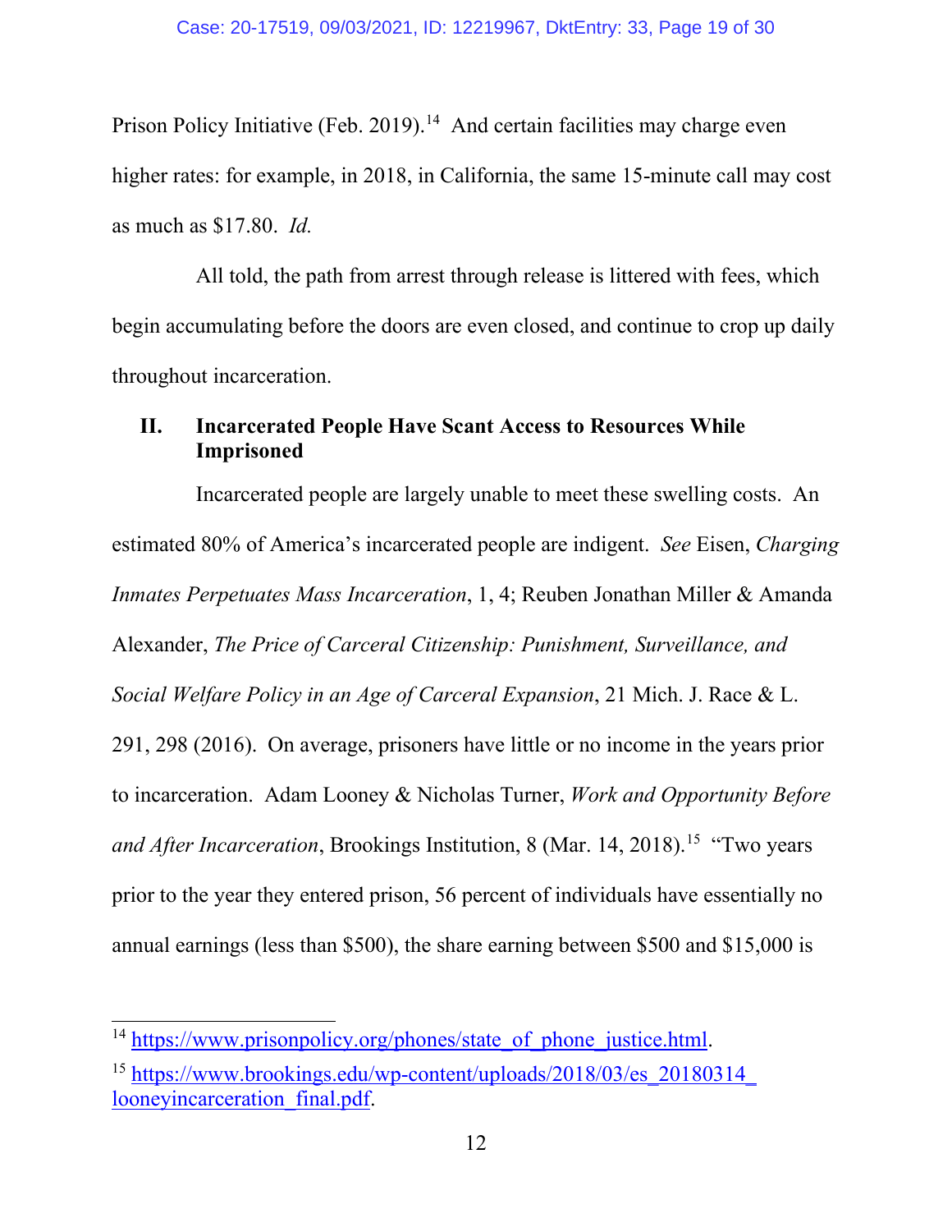Prison Policy Initiative (Feb. 2019).[14] And certain facilities may charge even higher rates: for example, in 2018, in California, the same 15-minute call may cost as much as $17.80. *Id.*

All told, the path from arrest through release is littered with fees, which begin accumulating before the doors are even closed, and continue to crop up daily throughout incarceration.

## II. Incarcerated People Have Scant Access to Resources While Imprisoned

Incarcerated people are largely unable to meet these swelling costs. An estimated 80% of America's incarcerated people are indigent. *See* Eisen, *Charging Inmates Perpetuates Mass Incarceration*, 1, 4; Reuben Jonathan Miller & Amanda Alexander, *The Price of Carceral Citizenship: Punishment, Surveillance, and Social Welfare Policy in an Age of Carceral Expansion*, 21 Mich. J. Race & L. 291, 298 (2016). On average, prisoners have little or no income in the years prior to incarceration. Adam Looney & Nicholas Turner, *Work and Opportunity Before and After Incarceration*, Brookings Institution, 8 (Mar. 14, 2018).[15] "Two years prior to the year they entered prison, 56 percent of individuals have essentially no annual earnings (less than $500), the share earning between $500 and $15,000 is

---

[14] https://www.prisonpolicy.org/phones/state_of_phone_justice.html.

[15] https://www.brookings.edu/wp-content/uploads/2018/03/es_20180314_looneyincarceration_final.pdf.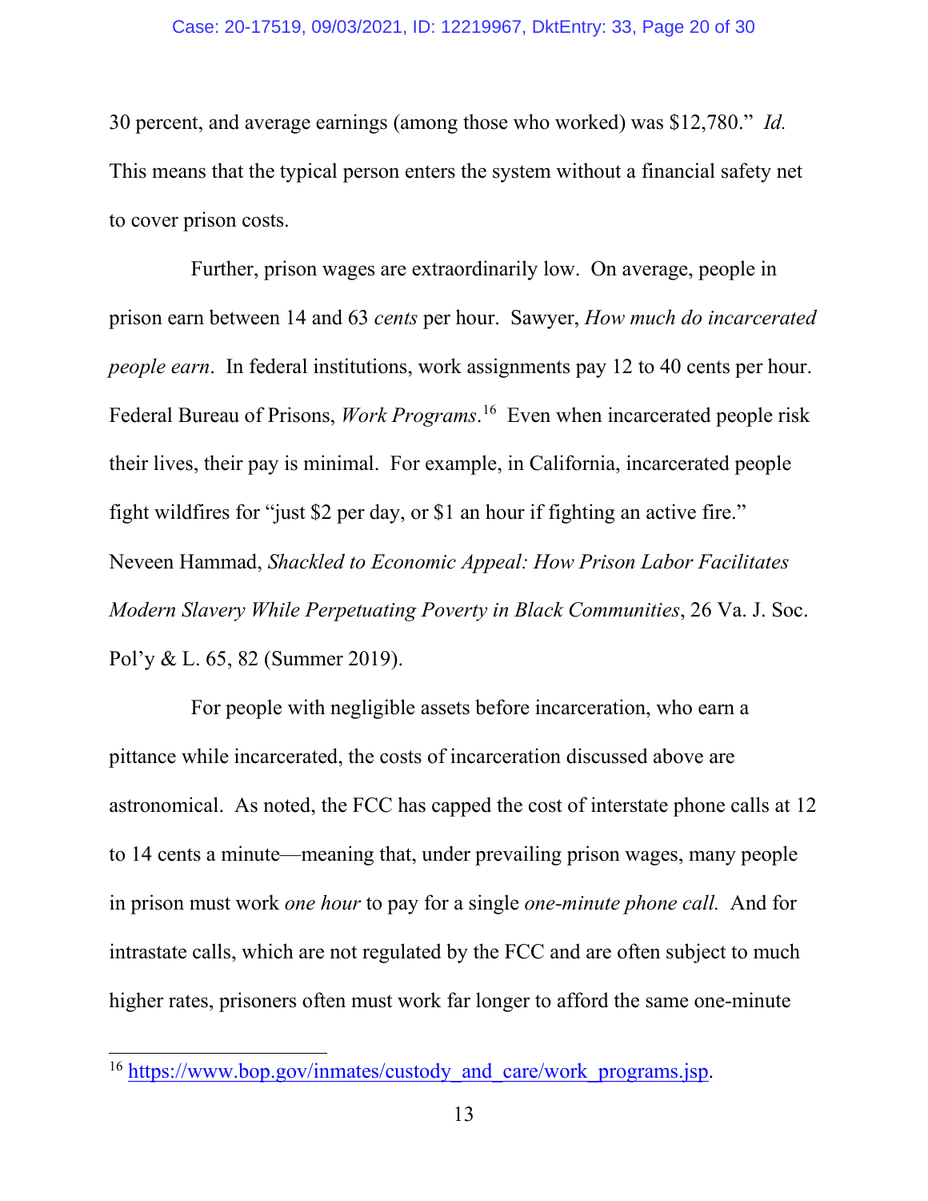30 percent, and average earnings (among those who worked) was $12,780." *Id.* This means that the typical person enters the system without a financial safety net to cover prison costs.

Further, prison wages are extraordinarily low. On average, people in prison earn between 14 and 63 *cents* per hour. Sawyer, *How much do incarcerated people earn*. In federal institutions, work assignments pay 12 to 40 cents per hour. Federal Bureau of Prisons, *Work Programs*.[16] Even when incarcerated people risk their lives, their pay is minimal. For example, in California, incarcerated people fight wildfires for "just $2 per day, or $1 an hour if fighting an active fire." Neveen Hammad, *Shackled to Economic Appeal: How Prison Labor Facilitates Modern Slavery While Perpetuating Poverty in Black Communities*, 26 Va. J. Soc. Pol'y & L. 65, 82 (Summer 2019).

For people with negligible assets before incarceration, who earn a pittance while incarcerated, the costs of incarceration discussed above are astronomical. As noted, the FCC has capped the cost of interstate phone calls at 12 to 14 cents a minute—meaning that, under prevailing prison wages, many people in prison must work *one hour* to pay for a single *one-minute phone call.* And for intrastate calls, which are not regulated by the FCC and are often subject to much higher rates, prisoners often must work far longer to afford the same one-minute

---

[16] https://www.bop.gov/inmates/custody_and_care/work_programs.jsp.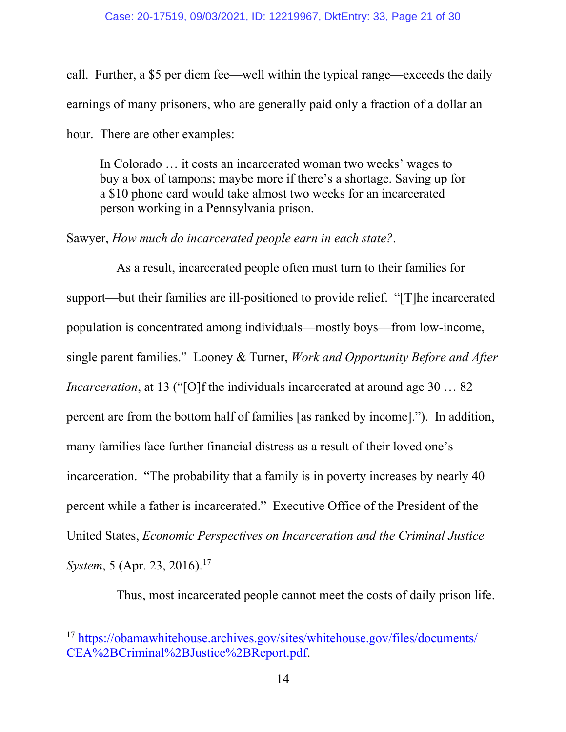call. Further, a $5 per diem fee—well within the typical range—exceeds the daily earnings of many prisoners, who are generally paid only a fraction of a dollar an hour. There are other examples:

> In Colorado … it costs an incarcerated woman two weeks' wages to buy a box of tampons; maybe more if there's a shortage. Saving up for a $10 phone card would take almost two weeks for an incarcerated person working in a Pennsylvania prison.

Sawyer, *How much do incarcerated people earn in each state?*.

As a result, incarcerated people often must turn to their families for support—but their families are ill-positioned to provide relief. "[T]he incarcerated population is concentrated among individuals—mostly boys—from low-income, single parent families." Looney & Turner, *Work and Opportunity Before and After Incarceration*, at 13 ("[O]f the individuals incarcerated at around age 30 … 82 percent are from the bottom half of families [as ranked by income]."). In addition, many families face further financial distress as a result of their loved one's incarceration. "The probability that a family is in poverty increases by nearly 40 percent while a father is incarcerated." Executive Office of the President of the United States, *Economic Perspectives on Incarceration and the Criminal Justice System*, 5 (Apr. 23, 2016).[17]

Thus, most incarcerated people cannot meet the costs of daily prison life.

---

[17] https://obamawhitehouse.archives.gov/sites/whitehouse.gov/files/documents/CEA%2BCriminal%2BJustice%2BReport.pdf.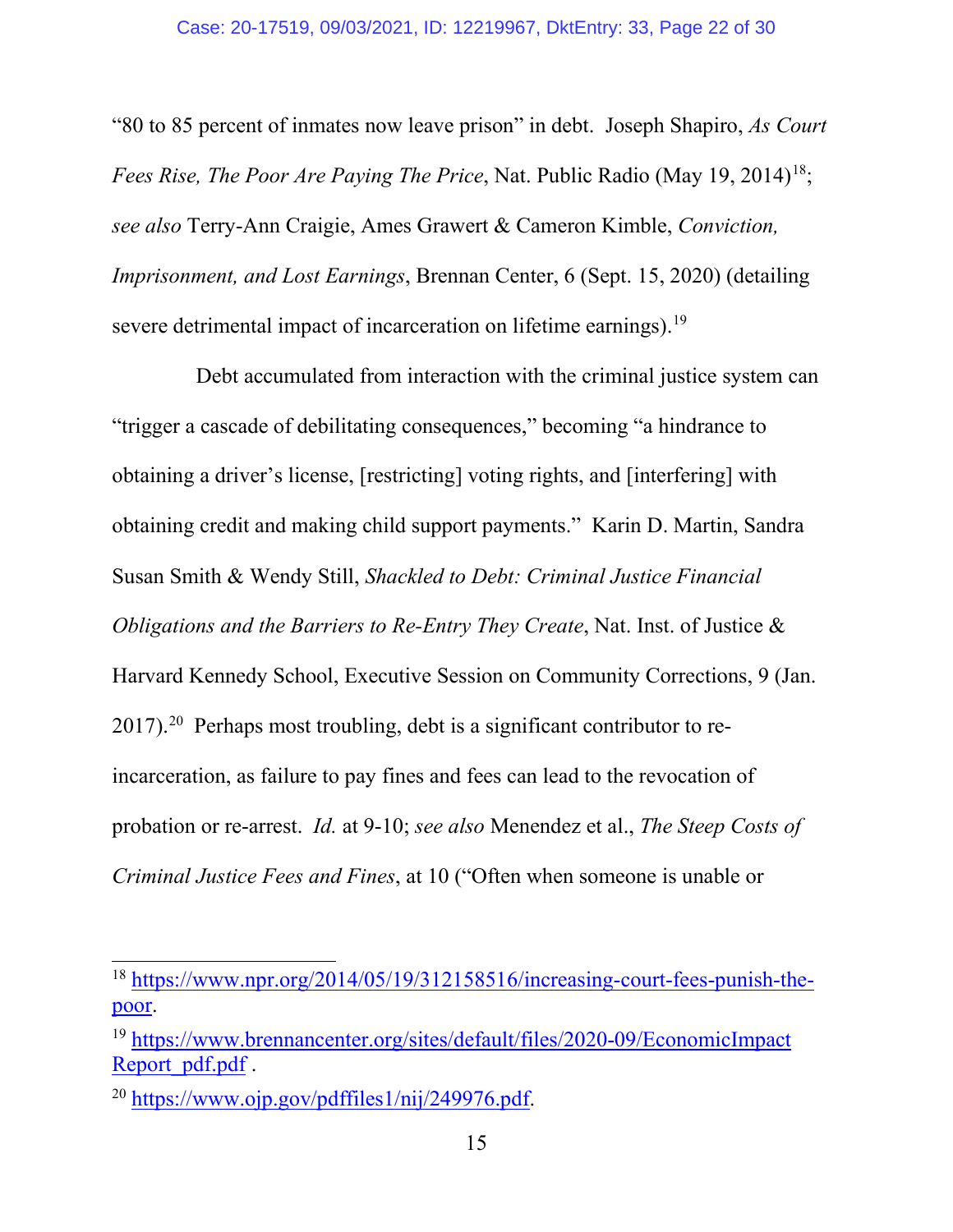"80 to 85 percent of inmates now leave prison" in debt. Joseph Shapiro, *As Court Fees Rise, The Poor Are Paying The Price*, Nat. Public Radio (May 19, 2014)[18]; *see also* Terry-Ann Craigie, Ames Grawert & Cameron Kimble, *Conviction, Imprisonment, and Lost Earnings*, Brennan Center, 6 (Sept. 15, 2020) (detailing severe detrimental impact of incarceration on lifetime earnings).[19]

Debt accumulated from interaction with the criminal justice system can "trigger a cascade of debilitating consequences," becoming "a hindrance to obtaining a driver's license, [restricting] voting rights, and [interfering] with obtaining credit and making child support payments." Karin D. Martin, Sandra Susan Smith & Wendy Still, *Shackled to Debt: Criminal Justice Financial Obligations and the Barriers to Re-Entry They Create*, Nat. Inst. of Justice & Harvard Kennedy School, Executive Session on Community Corrections, 9 (Jan. 2017).[20] Perhaps most troubling, debt is a significant contributor to re-incarceration, as failure to pay fines and fees can lead to the revocation of probation or re-arrest. *Id.* at 9-10; *see also* Menendez et al., *The Steep Costs of Criminal Justice Fees and Fines*, at 10 ("Often when someone is unable or

---

[18] https://www.npr.org/2014/05/19/312158516/increasing-court-fees-punish-the-poor.

[19] https://www.brennancenter.org/sites/default/files/2020-09/EconomicImpactReport_pdf.pdf .

[20] https://www.ojp.gov/pdffiles1/nij/249976.pdf.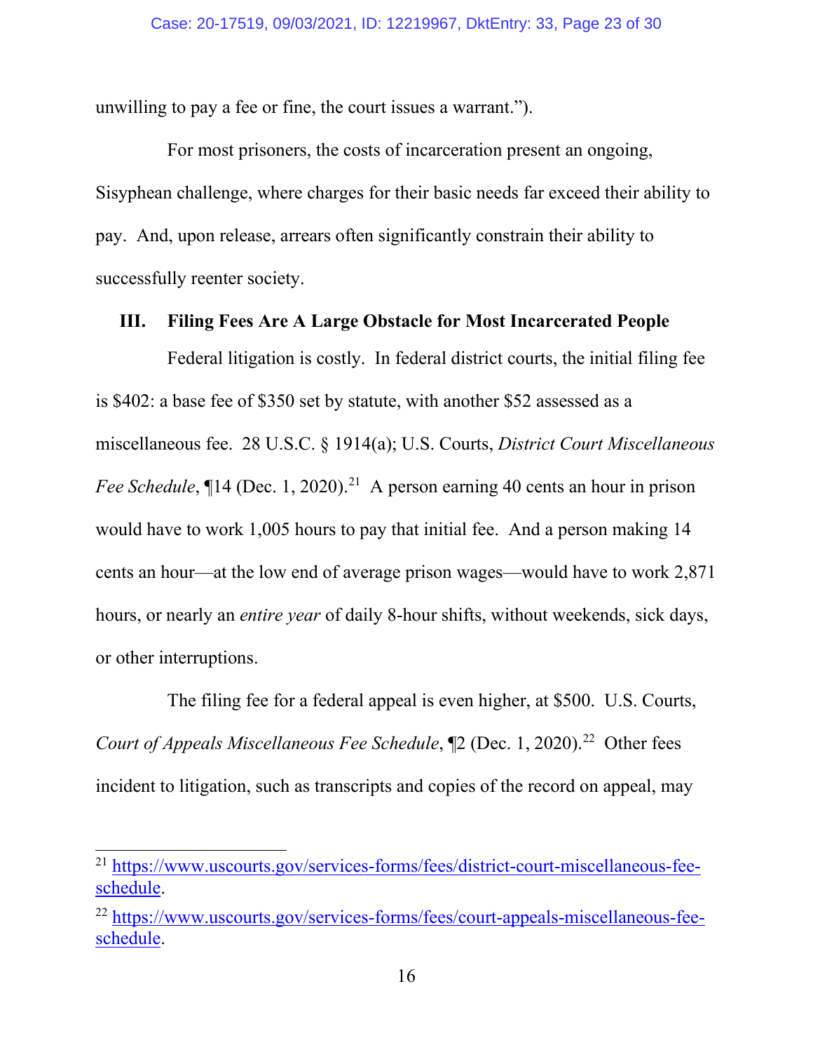unwilling to pay a fee or fine, the court issues a warrant.").

For most prisoners, the costs of incarceration present an ongoing, Sisyphean challenge, where charges for their basic needs far exceed their ability to pay. And, upon release, arrears often significantly constrain their ability to successfully reenter society.

## III. Filing Fees Are A Large Obstacle for Most Incarcerated People

Federal litigation is costly. In federal district courts, the initial filing fee is $402: a base fee of $350 set by statute, with another $52 assessed as a miscellaneous fee. 28 U.S.C. § 1914(a); U.S. Courts, *District Court Miscellaneous Fee Schedule*, ¶14 (Dec. 1, 2020).[21] A person earning 40 cents an hour in prison would have to work 1,005 hours to pay that initial fee. And a person making 14 cents an hour—at the low end of average prison wages—would have to work 2,871 hours, or nearly an *entire year* of daily 8-hour shifts, without weekends, sick days, or other interruptions.

The filing fee for a federal appeal is even higher, at $500. U.S. Courts, *Court of Appeals Miscellaneous Fee Schedule*, ¶2 (Dec. 1, 2020).[22] Other fees incident to litigation, such as transcripts and copies of the record on appeal, may

---

[21] https://www.uscourts.gov/services-forms/fees/district-court-miscellaneous-fee-schedule.

[22] https://www.uscourts.gov/services-forms/fees/court-appeals-miscellaneous-fee-schedule.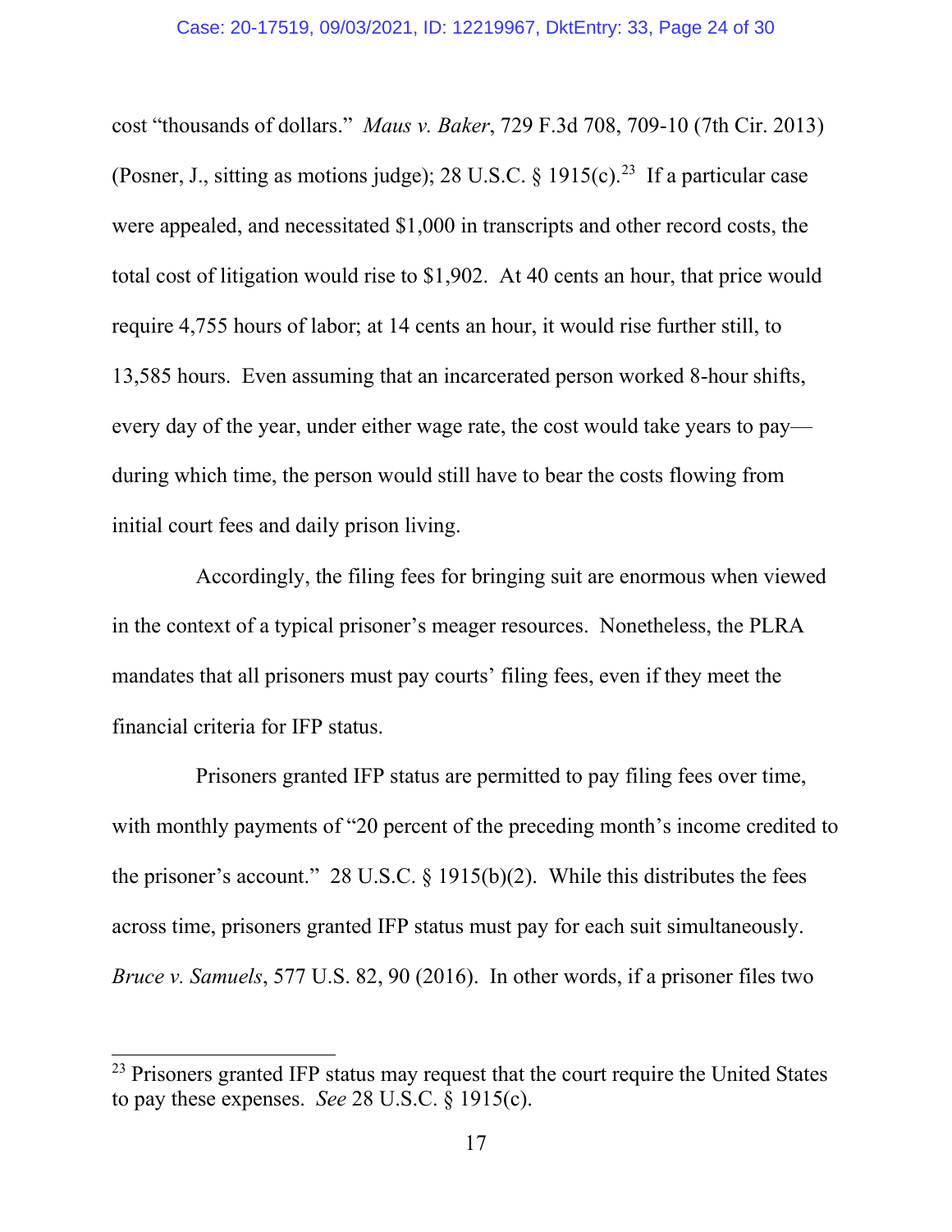cost "thousands of dollars." *Maus v. Baker*, 729 F.3d 708, 709-10 (7th Cir. 2013) (Posner, J., sitting as motions judge); 28 U.S.C. § 1915(c).[23] If a particular case were appealed, and necessitated $1,000 in transcripts and other record costs, the total cost of litigation would rise to $1,902. At 40 cents an hour, that price would require 4,755 hours of labor; at 14 cents an hour, it would rise further still, to 13,585 hours. Even assuming that an incarcerated person worked 8-hour shifts, every day of the year, under either wage rate, the cost would take years to pay—during which time, the person would still have to bear the costs flowing from initial court fees and daily prison living.

Accordingly, the filing fees for bringing suit are enormous when viewed in the context of a typical prisoner's meager resources. Nonetheless, the PLRA mandates that all prisoners must pay courts' filing fees, even if they meet the financial criteria for IFP status.

Prisoners granted IFP status are permitted to pay filing fees over time, with monthly payments of "20 percent of the preceding month's income credited to the prisoner's account." 28 U.S.C. § 1915(b)(2). While this distributes the fees across time, prisoners granted IFP status must pay for each suit simultaneously. *Bruce v. Samuels*, 577 U.S. 82, 90 (2016). In other words, if a prisoner files two

---

[23] Prisoners granted IFP status may request that the court require the United States to pay these expenses. *See* 28 U.S.C. § 1915(c).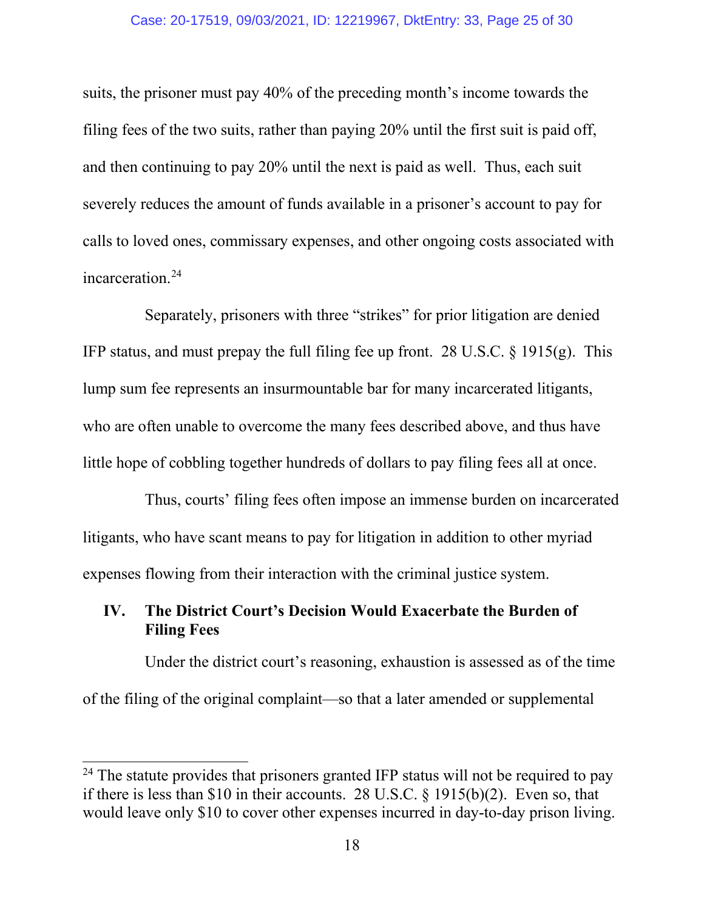suits, the prisoner must pay 40% of the preceding month's income towards the filing fees of the two suits, rather than paying 20% until the first suit is paid off, and then continuing to pay 20% until the next is paid as well. Thus, each suit severely reduces the amount of funds available in a prisoner's account to pay for calls to loved ones, commissary expenses, and other ongoing costs associated with incarceration.[24]

Separately, prisoners with three "strikes" for prior litigation are denied IFP status, and must prepay the full filing fee up front. 28 U.S.C. § 1915(g). This lump sum fee represents an insurmountable bar for many incarcerated litigants, who are often unable to overcome the many fees described above, and thus have little hope of cobbling together hundreds of dollars to pay filing fees all at once.

Thus, courts' filing fees often impose an immense burden on incarcerated litigants, who have scant means to pay for litigation in addition to other myriad expenses flowing from their interaction with the criminal justice system.

## IV. The District Court's Decision Would Exacerbate the Burden of Filing Fees

Under the district court's reasoning, exhaustion is assessed as of the time of the filing of the original complaint—so that a later amended or supplemental

---

[24] The statute provides that prisoners granted IFP status will not be required to pay if there is less than $10 in their accounts. 28 U.S.C. § 1915(b)(2). Even so, that would leave only $10 to cover other expenses incurred in day-to-day prison living.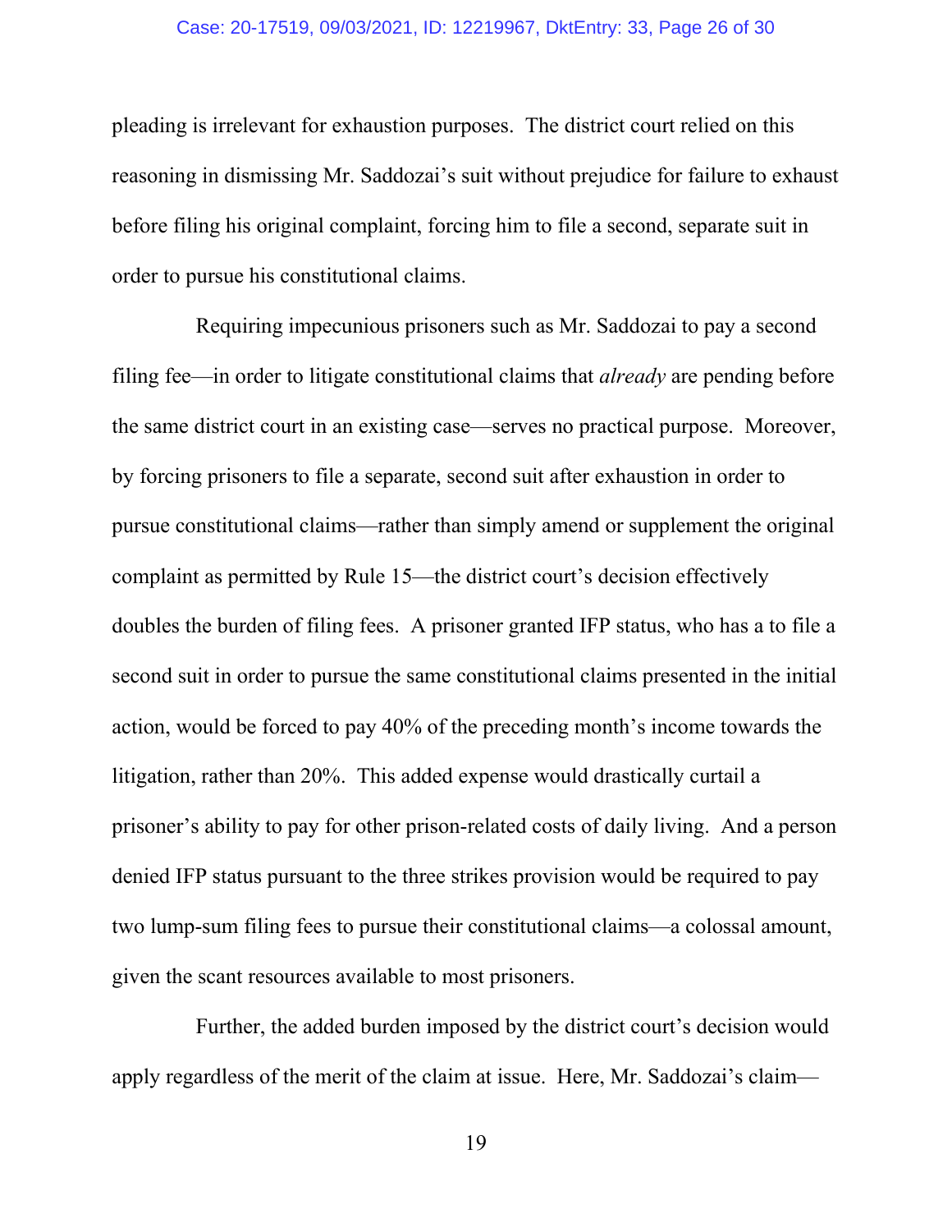pleading is irrelevant for exhaustion purposes. The district court relied on this reasoning in dismissing Mr. Saddozai's suit without prejudice for failure to exhaust before filing his original complaint, forcing him to file a second, separate suit in order to pursue his constitutional claims.

Requiring impecunious prisoners such as Mr. Saddozai to pay a second filing fee—in order to litigate constitutional claims that *already* are pending before the same district court in an existing case—serves no practical purpose. Moreover, by forcing prisoners to file a separate, second suit after exhaustion in order to pursue constitutional claims—rather than simply amend or supplement the original complaint as permitted by Rule 15—the district court's decision effectively doubles the burden of filing fees. A prisoner granted IFP status, who has a to file a second suit in order to pursue the same constitutional claims presented in the initial action, would be forced to pay 40% of the preceding month's income towards the litigation, rather than 20%. This added expense would drastically curtail a prisoner's ability to pay for other prison-related costs of daily living. And a person denied IFP status pursuant to the three strikes provision would be required to pay two lump-sum filing fees to pursue their constitutional claims—a colossal amount, given the scant resources available to most prisoners.

Further, the added burden imposed by the district court's decision would apply regardless of the merit of the claim at issue. Here, Mr. Saddozai's claim—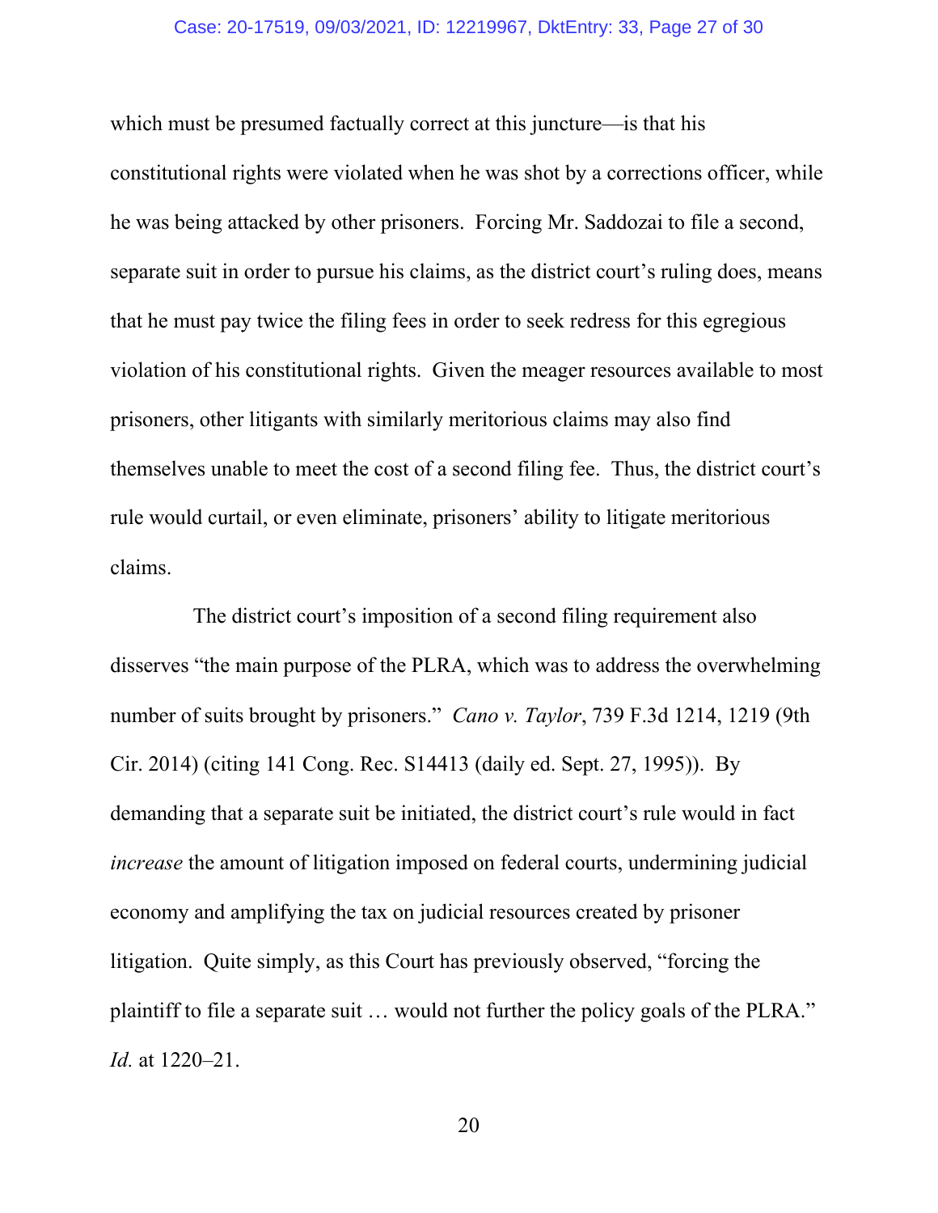which must be presumed factually correct at this juncture—is that his constitutional rights were violated when he was shot by a corrections officer, while he was being attacked by other prisoners. Forcing Mr. Saddozai to file a second, separate suit in order to pursue his claims, as the district court's ruling does, means that he must pay twice the filing fees in order to seek redress for this egregious violation of his constitutional rights. Given the meager resources available to most prisoners, other litigants with similarly meritorious claims may also find themselves unable to meet the cost of a second filing fee. Thus, the district court's rule would curtail, or even eliminate, prisoners' ability to litigate meritorious claims.

The district court's imposition of a second filing requirement also disserves "the main purpose of the PLRA, which was to address the overwhelming number of suits brought by prisoners." *Cano v. Taylor*, 739 F.3d 1214, 1219 (9th Cir. 2014) (citing 141 Cong. Rec. S14413 (daily ed. Sept. 27, 1995)). By demanding that a separate suit be initiated, the district court's rule would in fact *increase* the amount of litigation imposed on federal courts, undermining judicial economy and amplifying the tax on judicial resources created by prisoner litigation. Quite simply, as this Court has previously observed, "forcing the plaintiff to file a separate suit … would not further the policy goals of the PLRA." *Id.* at 1220–21.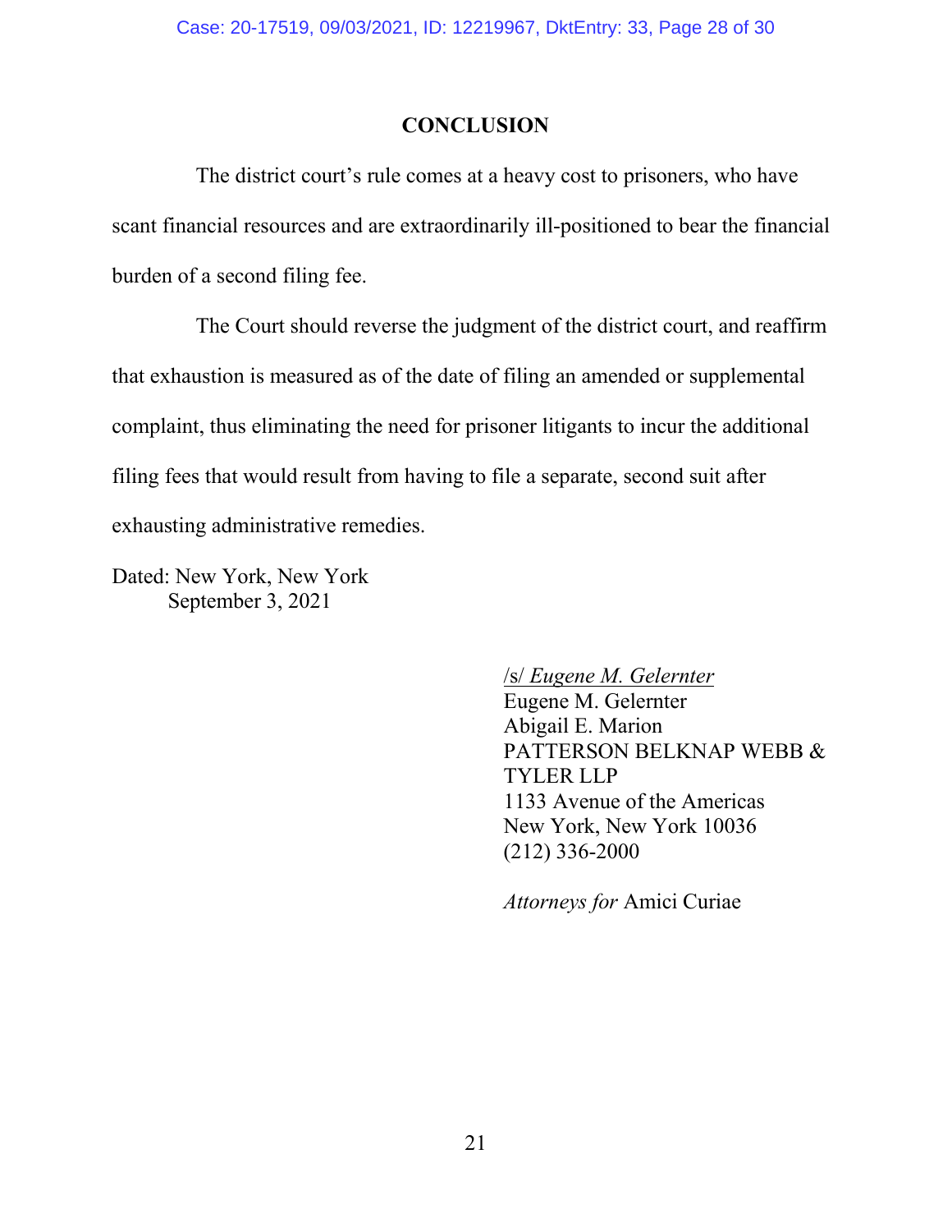## CONCLUSION

The district court's rule comes at a heavy cost to prisoners, who have scant financial resources and are extraordinarily ill-positioned to bear the financial burden of a second filing fee.

The Court should reverse the judgment of the district court, and reaffirm that exhaustion is measured as of the date of filing an amended or supplemental complaint, thus eliminating the need for prisoner litigants to incur the additional filing fees that would result from having to file a separate, second suit after exhausting administrative remedies.

Dated: New York, New York
September 3, 2021

/s/ *Eugene M. Gelernter*
Eugene M. Gelernter
Abigail E. Marion
PATTERSON BELKNAP WEBB & TYLER LLP
1133 Avenue of the Americas
New York, New York 10036
(212) 336-2000

*Attorneys for* Amici Curiae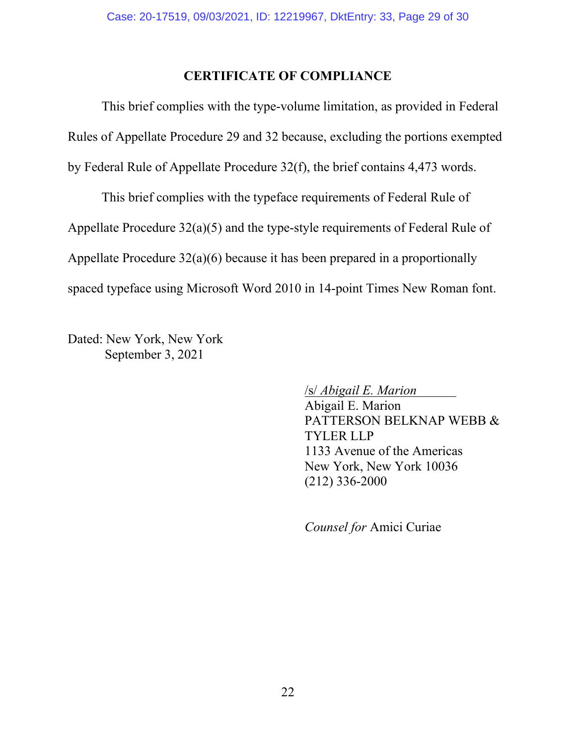## CERTIFICATE OF COMPLIANCE

This brief complies with the type-volume limitation, as provided in Federal Rules of Appellate Procedure 29 and 32 because, excluding the portions exempted by Federal Rule of Appellate Procedure 32(f), the brief contains 4,473 words.

This brief complies with the typeface requirements of Federal Rule of Appellate Procedure 32(a)(5) and the type-style requirements of Federal Rule of Appellate Procedure 32(a)(6) because it has been prepared in a proportionally spaced typeface using Microsoft Word 2010 in 14-point Times New Roman font.

Dated: New York, New York
September 3, 2021

/s/ *Abigail E. Marion*
Abigail E. Marion
PATTERSON BELKNAP WEBB & TYLER LLP
1133 Avenue of the Americas
New York, New York 10036
(212) 336-2000

*Counsel for* Amici Curiae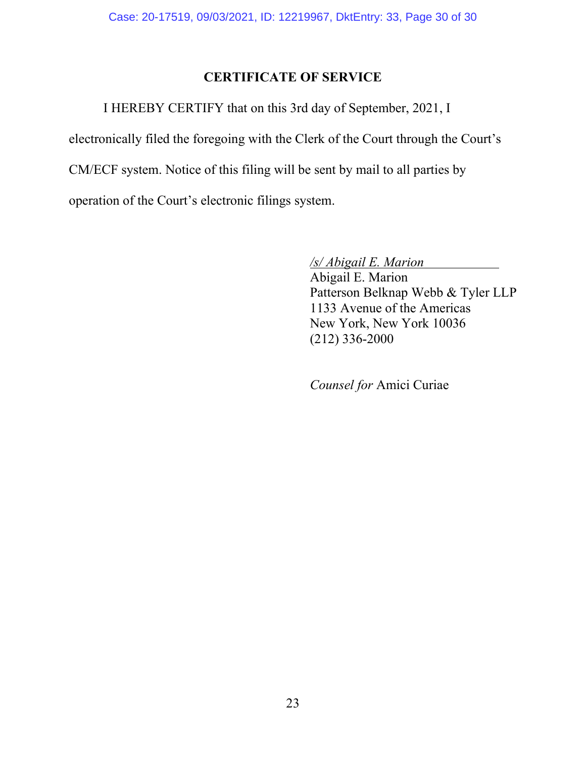## CERTIFICATE OF SERVICE

I HEREBY CERTIFY that on this 3rd day of September, 2021, I electronically filed the foregoing with the Clerk of the Court through the Court's CM/ECF system. Notice of this filing will be sent by mail to all parties by operation of the Court's electronic filings system.

*/s/ Abigail E. Marion*
Abigail E. Marion
Patterson Belknap Webb & Tyler LLP
1133 Avenue of the Americas
New York, New York 10036
(212) 336-2000

*Counsel for* Amici Curiae